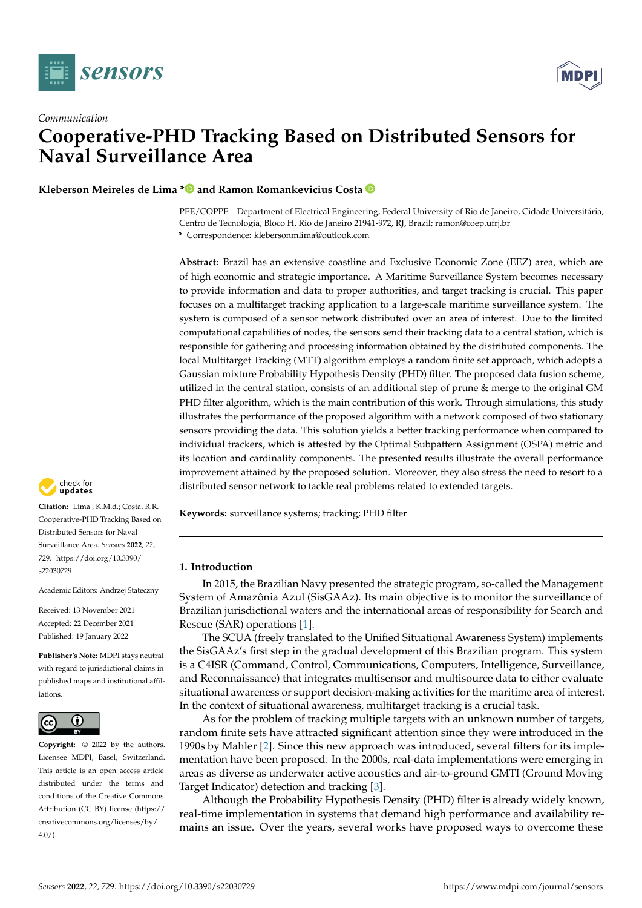*Communication*

# Cooperative-PHD Tracking Based on Distributed Sensors for Naval Surveillance Area

**Kleberson Meireles de Lima *** **and Ramon Romankevicius Costa**

PEE/COPPE—Department of Electrical Engineering, Federal University of Rio de Janeiro, Cidade Universitária, Centro de Tecnologia, Bloco H, Rio de Janeiro 21941-972, RJ, Brazil; ramon@coep.ufrj.br

* Correspondence: klebersonmlima@outlook.com

**Abstract:** Brazil has an extensive coastline and Exclusive Economic Zone (EEZ) area, which are of high economic and strategic importance. A Maritime Surveillance System becomes necessary to provide information and data to proper authorities, and target tracking is crucial. This paper focuses on a multitarget tracking application to a large-scale maritime surveillance system. The system is composed of a sensor network distributed over an area of interest. Due to the limited computational capabilities of nodes, the sensors send their tracking data to a central station, which is responsible for gathering and processing information obtained by the distributed components. The local Multitarget Tracking (MTT) algorithm employs a random finite set approach, which adopts a Gaussian mixture Probability Hypothesis Density (PHD) filter. The proposed data fusion scheme, utilized in the central station, consists of an additional step of prune & merge to the original GM PHD filter algorithm, which is the main contribution of this work. Through simulations, this study illustrates the performance of the proposed algorithm with a network composed of two stationary sensors providing the data. This solution yields a better tracking performance when compared to individual trackers, which is attested by the Optimal Subpattern Assignment (OSPA) metric and its location and cardinality components. The presented results illustrate the overall performance improvement attained by the proposed solution. Moreover, they also stress the need to resort to a distributed sensor network to tackle real problems related to extended targets.

**Keywords:** surveillance systems; tracking; PHD filter

**Citation:** Lima, K.M.d.; Costa, R.R. Cooperative-PHD Tracking Based on Distributed Sensors for Naval Surveillance Area. *Sensors* **2022**, *22*, 729. https://doi.org/10.3390/s22030729

Academic Editors: Andrzej Stateczny

Received: 13 November 2021
Accepted: 22 December 2021
Published: 19 January 2022

**Publisher's Note:** MDPI stays neutral with regard to jurisdictional claims in published maps and institutional affiliations.

**Copyright:** © 2022 by the authors. Licensee MDPI, Basel, Switzerland. This article is an open access article distributed under the terms and conditions of the Creative Commons Attribution (CC BY) license (https://creativecommons.org/licenses/by/4.0/).

## 1. Introduction

In 2015, the Brazilian Navy presented the strategic program, so-called the Management System of Amazônia Azul (SisGAAz). Its main objective is to monitor the surveillance of Brazilian jurisdictional waters and the international areas of responsibility for Search and Rescue (SAR) operations [1].

The SCUA (freely translated to the Unified Situational Awareness System) implements the SisGAAz's first step in the gradual development of this Brazilian program. This system is a C4ISR (Command, Control, Communications, Computers, Intelligence, Surveillance, and Reconnaissance) that integrates multisensor and multisource data to either evaluate situational awareness or support decision-making activities for the maritime area of interest. In the context of situational awareness, multitarget tracking is a crucial task.

As for the problem of tracking multiple targets with an unknown number of targets, random finite sets have attracted significant attention since they were introduced in the 1990s by Mahler [2]. Since this new approach was introduced, several filters for its implementation have been proposed. In the 2000s, real-data implementations were emerging in areas as diverse as underwater active acoustics and air-to-ground GMTI (Ground Moving Target Indicator) detection and tracking [3].

Although the Probability Hypothesis Density (PHD) filter is already widely known, real-time implementation in systems that demand high performance and availability remains an issue. Over the years, several works have proposed ways to overcome these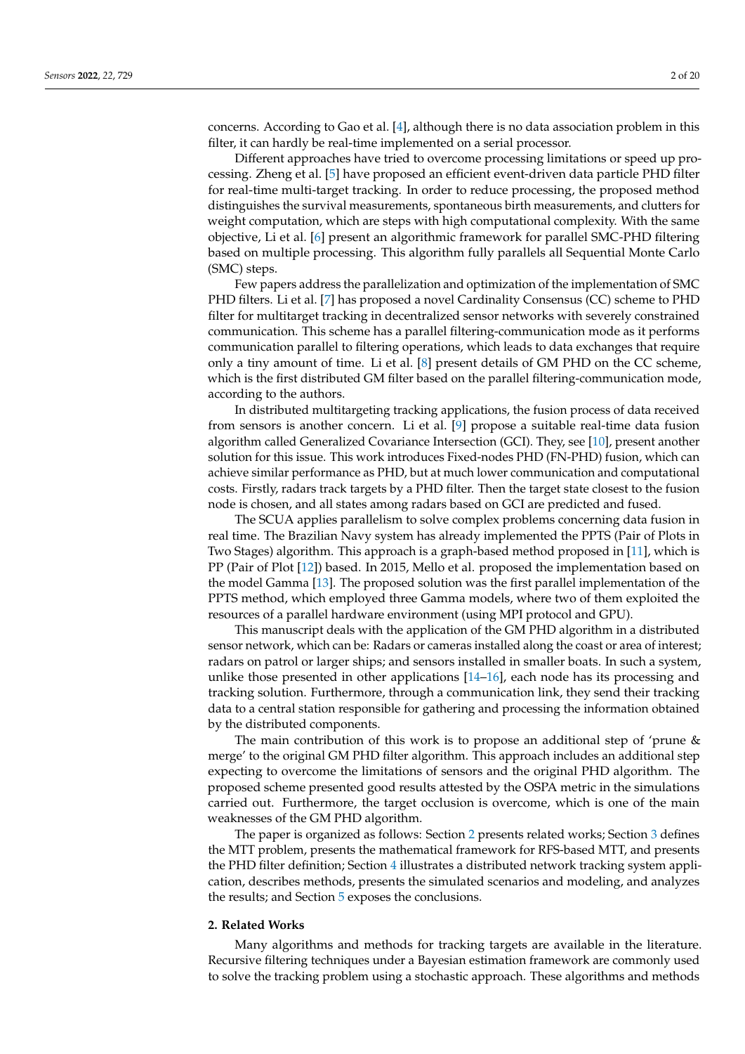concerns. According to Gao et al. [4], although there is no data association problem in this filter, it can hardly be real-time implemented on a serial processor.

Different approaches have tried to overcome processing limitations or speed up processing. Zheng et al. [5] have proposed an efficient event-driven data particle PHD filter for real-time multi-target tracking. In order to reduce processing, the proposed method distinguishes the survival measurements, spontaneous birth measurements, and clutters for weight computation, which are steps with high computational complexity. With the same objective, Li et al. [6] present an algorithmic framework for parallel SMC-PHD filtering based on multiple processing. This algorithm fully parallels all Sequential Monte Carlo (SMC) steps.

Few papers address the parallelization and optimization of the implementation of SMC PHD filters. Li et al. [7] has proposed a novel Cardinality Consensus (CC) scheme to PHD filter for multitarget tracking in decentralized sensor networks with severely constrained communication. This scheme has a parallel filtering-communication mode as it performs communication parallel to filtering operations, which leads to data exchanges that require only a tiny amount of time. Li et al. [8] present details of GM PHD on the CC scheme, which is the first distributed GM filter based on the parallel filtering-communication mode, according to the authors.

In distributed multitargeting tracking applications, the fusion process of data received from sensors is another concern. Li et al. [9] propose a suitable real-time data fusion algorithm called Generalized Covariance Intersection (GCI). They, see [10], present another solution for this issue. This work introduces Fixed-nodes PHD (FN-PHD) fusion, which can achieve similar performance as PHD, but at much lower communication and computational costs. Firstly, radars track targets by a PHD filter. Then the target state closest to the fusion node is chosen, and all states among radars based on GCI are predicted and fused.

The SCUA applies parallelism to solve complex problems concerning data fusion in real time. The Brazilian Navy system has already implemented the PPTS (Pair of Plots in Two Stages) algorithm. This approach is a graph-based method proposed in [11], which is PP (Pair of Plot [12]) based. In 2015, Mello et al. proposed the implementation based on the model Gamma [13]. The proposed solution was the first parallel implementation of the PPTS method, which employed three Gamma models, where two of them exploited the resources of a parallel hardware environment (using MPI protocol and GPU).

This manuscript deals with the application of the GM PHD algorithm in a distributed sensor network, which can be: Radars or cameras installed along the coast or area of interest; radars on patrol or larger ships; and sensors installed in smaller boats. In such a system, unlike those presented in other applications [14–16], each node has its processing and tracking solution. Furthermore, through a communication link, they send their tracking data to a central station responsible for gathering and processing the information obtained by the distributed components.

The main contribution of this work is to propose an additional step of 'prune & merge' to the original GM PHD filter algorithm. This approach includes an additional step expecting to overcome the limitations of sensors and the original PHD algorithm. The proposed scheme presented good results attested by the OSPA metric in the simulations carried out. Furthermore, the target occlusion is overcome, which is one of the main weaknesses of the GM PHD algorithm.

The paper is organized as follows: Section 2 presents related works; Section 3 defines the MTT problem, presents the mathematical framework for RFS-based MTT, and presents the PHD filter definition; Section 4 illustrates a distributed network tracking system application, describes methods, presents the simulated scenarios and modeling, and analyzes the results; and Section 5 exposes the conclusions.

## 2. Related Works

Many algorithms and methods for tracking targets are available in the literature. Recursive filtering techniques under a Bayesian estimation framework are commonly used to solve the tracking problem using a stochastic approach. These algorithms and methods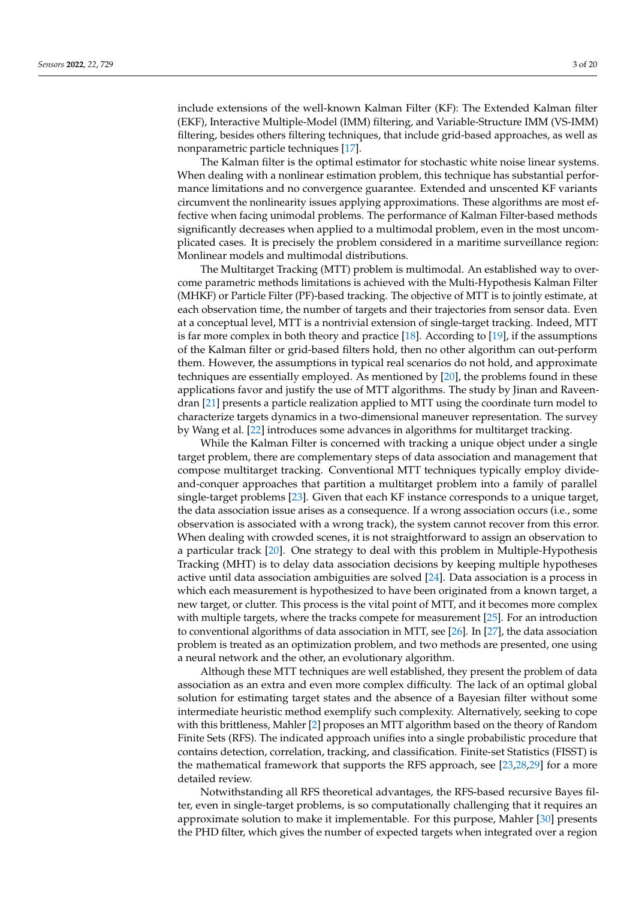include extensions of the well-known Kalman Filter (KF): The Extended Kalman filter (EKF), Interactive Multiple-Model (IMM) filtering, and Variable-Structure IMM (VS-IMM) filtering, besides others filtering techniques, that include grid-based approaches, as well as nonparametric particle techniques [17].

The Kalman filter is the optimal estimator for stochastic white noise linear systems. When dealing with a nonlinear estimation problem, this technique has substantial performance limitations and no convergence guarantee. Extended and unscented KF variants circumvent the nonlinearity issues applying approximations. These algorithms are most effective when facing unimodal problems. The performance of Kalman Filter-based methods significantly decreases when applied to a multimodal problem, even in the most uncomplicated cases. It is precisely the problem considered in a maritime surveillance region: Monlinear models and multimodal distributions.

The Multitarget Tracking (MTT) problem is multimodal. An established way to overcome parametric methods limitations is achieved with the Multi-Hypothesis Kalman Filter (MHKF) or Particle Filter (PF)-based tracking. The objective of MTT is to jointly estimate, at each observation time, the number of targets and their trajectories from sensor data. Even at a conceptual level, MTT is a nontrivial extension of single-target tracking. Indeed, MTT is far more complex in both theory and practice [18]. According to [19], if the assumptions of the Kalman filter or grid-based filters hold, then no other algorithm can out-perform them. However, the assumptions in typical real scenarios do not hold, and approximate techniques are essentially employed. As mentioned by [20], the problems found in these applications favor and justify the use of MTT algorithms. The study by Jinan and Raveendran [21] presents a particle realization applied to MTT using the coordinate turn model to characterize targets dynamics in a two-dimensional maneuver representation. The survey by Wang et al. [22] introduces some advances in algorithms for multitarget tracking.

While the Kalman Filter is concerned with tracking a unique object under a single target problem, there are complementary steps of data association and management that compose multitarget tracking. Conventional MTT techniques typically employ divide-and-conquer approaches that partition a multitarget problem into a family of parallel single-target problems [23]. Given that each KF instance corresponds to a unique target, the data association issue arises as a consequence. If a wrong association occurs (i.e., some observation is associated with a wrong track), the system cannot recover from this error. When dealing with crowded scenes, it is not straightforward to assign an observation to a particular track [20]. One strategy to deal with this problem in Multiple-Hypothesis Tracking (MHT) is to delay data association decisions by keeping multiple hypotheses active until data association ambiguities are solved [24]. Data association is a process in which each measurement is hypothesized to have been originated from a known target, a new target, or clutter. This process is the vital point of MTT, and it becomes more complex with multiple targets, where the tracks compete for measurement [25]. For an introduction to conventional algorithms of data association in MTT, see [26]. In [27], the data association problem is treated as an optimization problem, and two methods are presented, one using a neural network and the other, an evolutionary algorithm.

Although these MTT techniques are well established, they present the problem of data association as an extra and even more complex difficulty. The lack of an optimal global solution for estimating target states and the absence of a Bayesian filter without some intermediate heuristic method exemplify such complexity. Alternatively, seeking to cope with this brittleness, Mahler [2] proposes an MTT algorithm based on the theory of Random Finite Sets (RFS). The indicated approach unifies into a single probabilistic procedure that contains detection, correlation, tracking, and classification. Finite-set Statistics (FISST) is the mathematical framework that supports the RFS approach, see [23,28,29] for a more detailed review.

Notwithstanding all RFS theoretical advantages, the RFS-based recursive Bayes filter, even in single-target problems, is so computationally challenging that it requires an approximate solution to make it implementable. For this purpose, Mahler [30] presents the PHD filter, which gives the number of expected targets when integrated over a region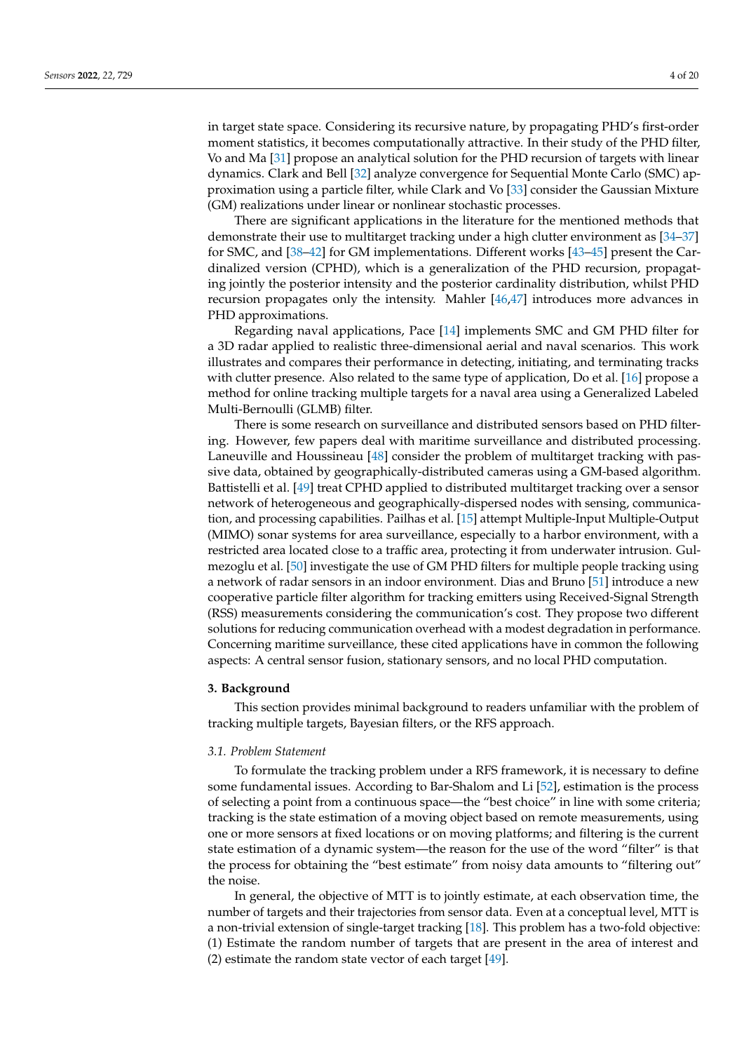in target state space. Considering its recursive nature, by propagating PHD's first-order moment statistics, it becomes computationally attractive. In their study of the PHD filter, Vo and Ma [31] propose an analytical solution for the PHD recursion of targets with linear dynamics. Clark and Bell [32] analyze convergence for Sequential Monte Carlo (SMC) approximation using a particle filter, while Clark and Vo [33] consider the Gaussian Mixture (GM) realizations under linear or nonlinear stochastic processes.

There are significant applications in the literature for the mentioned methods that demonstrate their use to multitarget tracking under a high clutter environment as [34–37] for SMC, and [38–42] for GM implementations. Different works [43–45] present the Cardinalized version (CPHD), which is a generalization of the PHD recursion, propagating jointly the posterior intensity and the posterior cardinality distribution, whilst PHD recursion propagates only the intensity. Mahler [46,47] introduces more advances in PHD approximations.

Regarding naval applications, Pace [14] implements SMC and GM PHD filter for a 3D radar applied to realistic three-dimensional aerial and naval scenarios. This work illustrates and compares their performance in detecting, initiating, and terminating tracks with clutter presence. Also related to the same type of application, Do et al. [16] propose a method for online tracking multiple targets for a naval area using a Generalized Labeled Multi-Bernoulli (GLMB) filter.

There is some research on surveillance and distributed sensors based on PHD filtering. However, few papers deal with maritime surveillance and distributed processing. Laneuville and Houssineau [48] consider the problem of multitarget tracking with passive data, obtained by geographically-distributed cameras using a GM-based algorithm. Battistelli et al. [49] treat CPHD applied to distributed multitarget tracking over a sensor network of heterogeneous and geographically-dispersed nodes with sensing, communication, and processing capabilities. Pailhas et al. [15] attempt Multiple-Input Multiple-Output (MIMO) sonar systems for area surveillance, especially to a harbor environment, with a restricted area located close to a traffic area, protecting it from underwater intrusion. Gulmezoglu et al. [50] investigate the use of GM PHD filters for multiple people tracking using a network of radar sensors in an indoor environment. Dias and Bruno [51] introduce a new cooperative particle filter algorithm for tracking emitters using Received-Signal Strength (RSS) measurements considering the communication's cost. They propose two different solutions for reducing communication overhead with a modest degradation in performance. Concerning maritime surveillance, these cited applications have in common the following aspects: A central sensor fusion, stationary sensors, and no local PHD computation.

## 3. Background

This section provides minimal background to readers unfamiliar with the problem of tracking multiple targets, Bayesian filters, or the RFS approach.

### *3.1. Problem Statement*

To formulate the tracking problem under a RFS framework, it is necessary to define some fundamental issues. According to Bar-Shalom and Li [52], estimation is the process of selecting a point from a continuous space—the "best choice" in line with some criteria; tracking is the state estimation of a moving object based on remote measurements, using one or more sensors at fixed locations or on moving platforms; and filtering is the current state estimation of a dynamic system—the reason for the use of the word "filter" is that the process for obtaining the "best estimate" from noisy data amounts to "filtering out" the noise.

In general, the objective of MTT is to jointly estimate, at each observation time, the number of targets and their trajectories from sensor data. Even at a conceptual level, MTT is a non-trivial extension of single-target tracking [18]. This problem has a two-fold objective: (1) Estimate the random number of targets that are present in the area of interest and (2) estimate the random state vector of each target [49].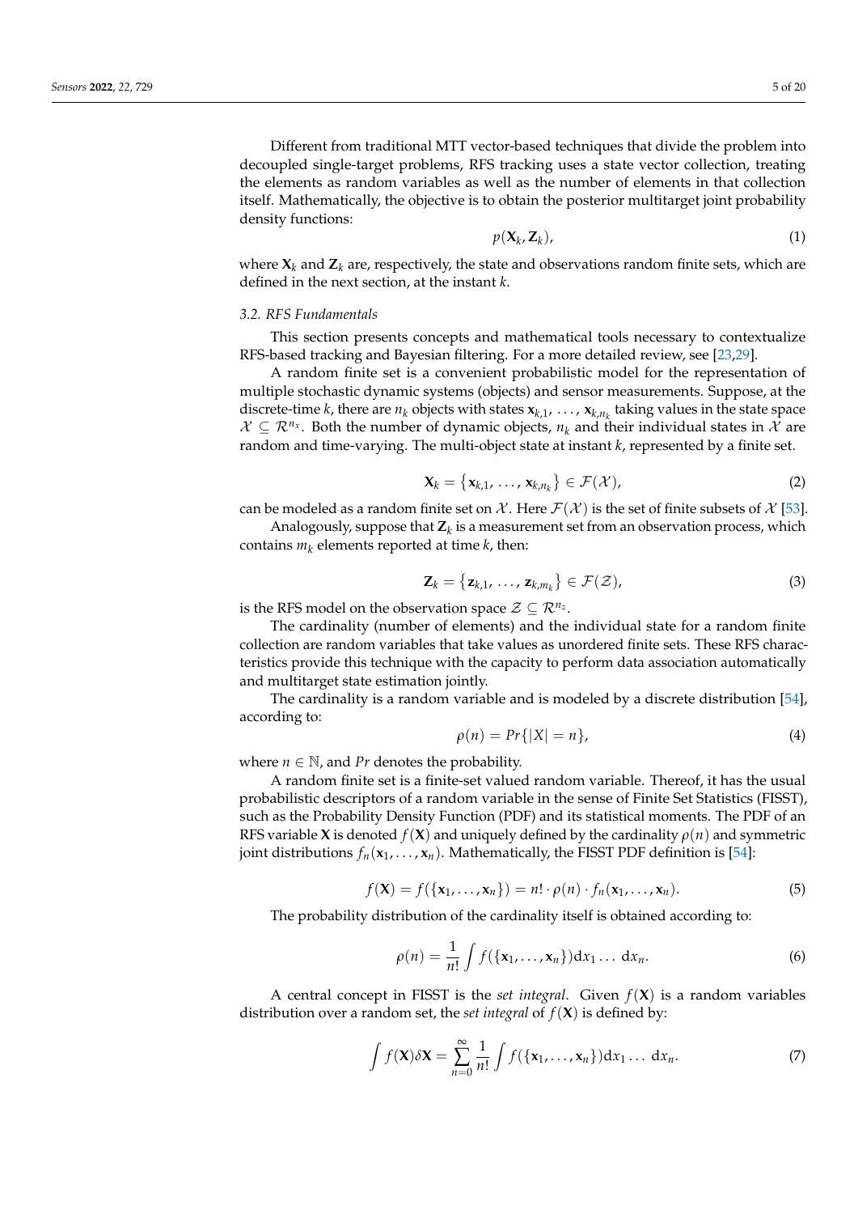Different from traditional MTT vector-based techniques that divide the problem into decoupled single-target problems, RFS tracking uses a state vector collection, treating the elements as random variables as well as the number of elements in that collection itself. Mathematically, the objective is to obtain the posterior multitarget joint probability density functions:

$$p(\mathbf{X}_k, \mathbf{Z}_k), \tag{1}$$

where $\mathbf{X}_k$ and $\mathbf{Z}_k$ are, respectively, the state and observations random finite sets, which are defined in the next section, at the instant $k$.

### 3.2. RFS Fundamentals

This section presents concepts and mathematical tools necessary to contextualize RFS-based tracking and Bayesian filtering. For a more detailed review, see [23,29].

A random finite set is a convenient probabilistic model for the representation of multiple stochastic dynamic systems (objects) and sensor measurements. Suppose, at the discrete-time $k$, there are $n_k$ objects with states $\mathbf{x}_{k,1}, \ldots, \mathbf{x}_{k,n_k}$ taking values in the state space $\mathcal{X} \subseteq \mathcal{R}^{n_x}$. Both the number of dynamic objects, $n_k$ and their individual states in $\mathcal{X}$ are random and time-varying. The multi-object state at instant $k$, represented by a finite set.

$$\mathbf{X}_k = \{\mathbf{x}_{k,1}, \ldots, \mathbf{x}_{k,n_k}\} \in \mathcal{F}(\mathcal{X}), \tag{2}$$

can be modeled as a random finite set on $\mathcal{X}$. Here $\mathcal{F}(\mathcal{X})$ is the set of finite subsets of $\mathcal{X}$ [53].

Analogously, suppose that $\mathbf{Z}_k$ is a measurement set from an observation process, which contains $m_k$ elements reported at time $k$, then:

$$\mathbf{Z}_k = \{\mathbf{z}_{k,1}, \ldots, \mathbf{z}_{k,m_k}\} \in \mathcal{F}(\mathcal{Z}), \tag{3}$$

is the RFS model on the observation space $\mathcal{Z} \subseteq \mathcal{R}^{n_z}$.

The cardinality (number of elements) and the individual state for a random finite collection are random variables that take values as unordered finite sets. These RFS characteristics provide this technique with the capacity to perform data association automatically and multitarget state estimation jointly.

The cardinality is a random variable and is modeled by a discrete distribution [54], according to:

$$\rho(n) = Pr\{|X| = n\}, \tag{4}$$

where $n \in \mathbb{N}$, and $Pr$ denotes the probability.

A random finite set is a finite-set valued random variable. Thereof, it has the usual probabilistic descriptors of a random variable in the sense of Finite Set Statistics (FISST), such as the Probability Density Function (PDF) and its statistical moments. The PDF of an RFS variable $\mathbf{X}$ is denoted $f(\mathbf{X})$ and uniquely defined by the cardinality $\rho(n)$ and symmetric joint distributions $f_n(\mathbf{x}_1, \ldots, \mathbf{x}_n)$. Mathematically, the FISST PDF definition is [54]:

$$f(\mathbf{X}) = f(\{\mathbf{x}_1, \ldots, \mathbf{x}_n\}) = n! \cdot \rho(n) \cdot f_n(\mathbf{x}_1, \ldots, \mathbf{x}_n). \tag{5}$$

The probability distribution of the cardinality itself is obtained according to:

$$\rho(n) = \frac{1}{n!} \int f(\{\mathbf{x}_1, \ldots, \mathbf{x}_n\}) \mathrm{d}x_1 \ldots \, \mathrm{d}x_n. \tag{6}$$

A central concept in FISST is the *set integral*. Given $f(\mathbf{X})$ is a random variables distribution over a random set, the *set integral* of $f(\mathbf{X})$ is defined by:

$$\int f(\mathbf{X}) \delta \mathbf{X} = \sum_{n=0}^{\infty} \frac{1}{n!} \int f(\{\mathbf{x}_1, \ldots, \mathbf{x}_n\}) \mathrm{d}x_1 \ldots \, \mathrm{d}x_n. \tag{7}$$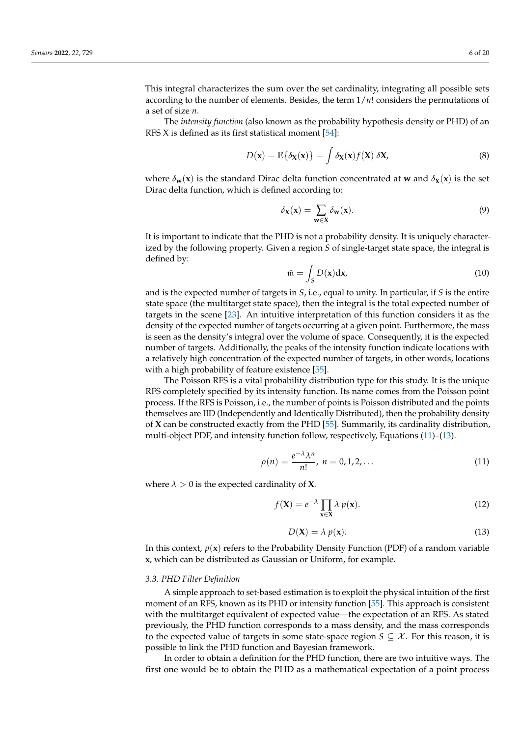This integral characterizes the sum over the set cardinality, integrating all possible sets according to the number of elements. Besides, the term $1/n!$ considers the permutations of a set of size $n$.

The *intensity function* (also known as the probability hypothesis density or PHD) of an RFS X is defined as its first statistical moment [54]:

$$D(\mathbf{x}) = \mathbb{E}\{\delta_{\mathbf{X}}(\mathbf{x})\} = \int \delta_{\mathbf{X}}(\mathbf{x}) f(\mathbf{X})\, \delta\mathbf{X}, \tag{8}$$

where $\delta_{\mathbf{w}}(\mathbf{x})$ is the standard Dirac delta function concentrated at $\mathbf{w}$ and $\delta_{\mathbf{X}}(\mathbf{x})$ is the set Dirac delta function, which is defined according to:

$$\delta_{\mathbf{X}}(\mathbf{x}) = \sum_{\mathbf{w} \in \mathbf{X}} \delta_{\mathbf{w}}(\mathbf{x}). \tag{9}$$

It is important to indicate that the PHD is not a probability density. It is uniquely characterized by the following property. Given a region $S$ of single-target state space, the integral is defined by:

$$\hat{\mathfrak{m}} = \int_S D(\mathbf{x}) \mathrm{d}\mathbf{x}, \tag{10}$$

and is the expected number of targets in $S$, i.e., equal to unity. In particular, if $S$ is the entire state space (the multitarget state space), then the integral is the total expected number of targets in the scene [23]. An intuitive interpretation of this function considers it as the density of the expected number of targets occurring at a given point. Furthermore, the mass is seen as the density's integral over the volume of space. Consequently, it is the expected number of targets. Additionally, the peaks of the intensity function indicate locations with a relatively high concentration of the expected number of targets, in other words, locations with a high probability of feature existence [55].

The Poisson RFS is a vital probability distribution type for this study. It is the unique RFS completely specified by its intensity function. Its name comes from the Poisson point process. If the RFS is Poisson, i.e., the number of points is Poisson distributed and the points themselves are IID (Independently and Identically Distributed), then the probability density of $\mathbf{X}$ can be constructed exactly from the PHD [55]. Summarily, its cardinality distribution, multi-object PDF, and intensity function follow, respectively, Equations (11)–(13).

$$\rho(n) = \frac{e^{-\lambda} \lambda^n}{n!}, \; n = 0, 1, 2, \ldots \tag{11}$$

where $\lambda > 0$ is the expected cardinality of $\mathbf{X}$.

$$f(\mathbf{X}) = e^{-\lambda} \prod_{\mathbf{x} \in \mathbf{X}} \lambda \, p(\mathbf{x}). \tag{12}$$

$$D(\mathbf{X}) = \lambda \, p(\mathbf{x}). \tag{13}$$

In this context, $p(\mathbf{x})$ refers to the Probability Density Function (PDF) of a random variable $\mathbf{x}$, which can be distributed as Gaussian or Uniform, for example.

### 3.3. PHD Filter Definition

A simple approach to set-based estimation is to exploit the physical intuition of the first moment of an RFS, known as its PHD or intensity function [55]. This approach is consistent with the multitarget equivalent of expected value—the expectation of an RFS. As stated previously, the PHD function corresponds to a mass density, and the mass corresponds to the expected value of targets in some state-space region $S \subseteq \mathcal{X}$. For this reason, it is possible to link the PHD function and Bayesian framework.

In order to obtain a definition for the PHD function, there are two intuitive ways. The first one would be to obtain the PHD as a mathematical expectation of a point process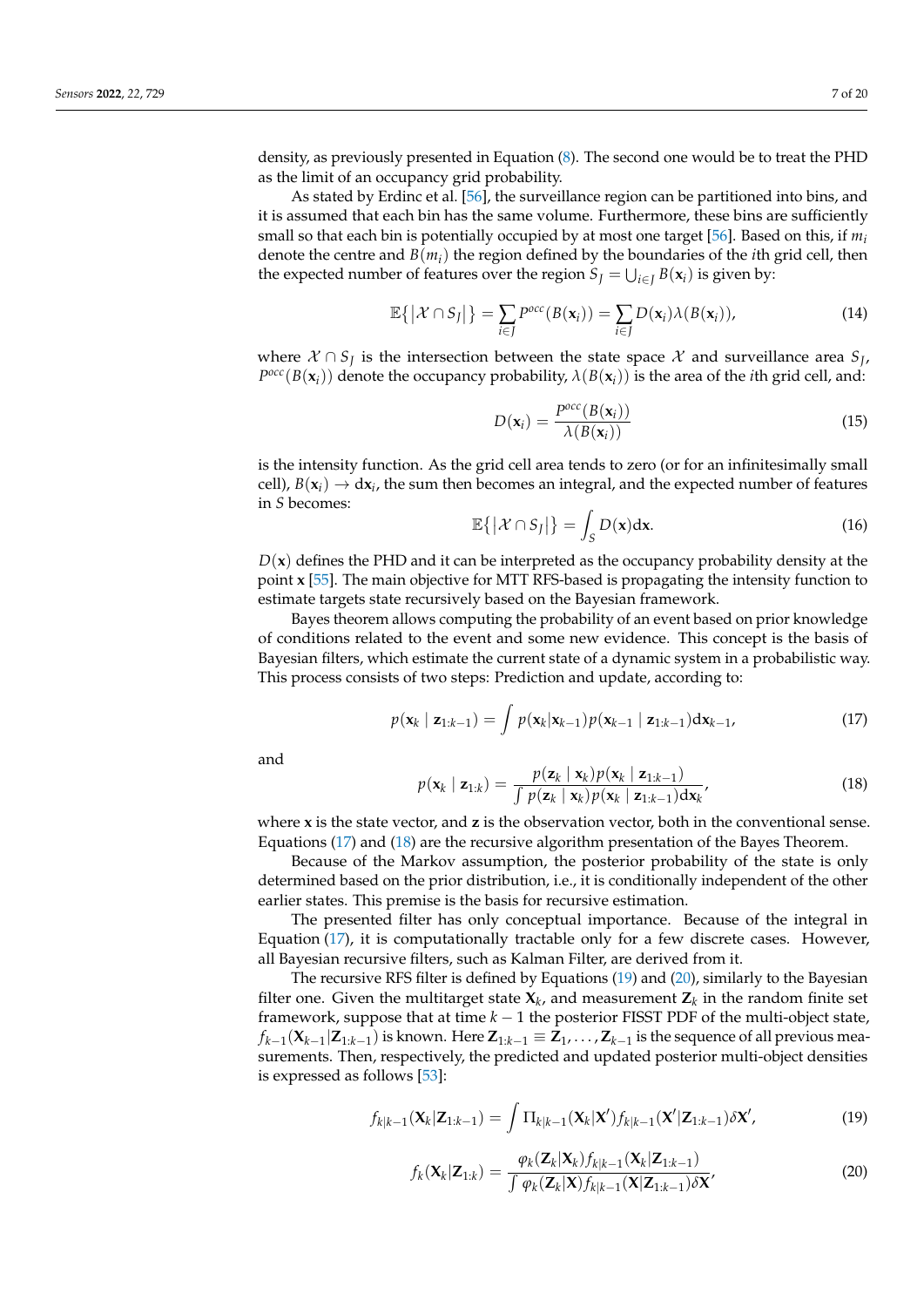density, as previously presented in Equation (8). The second one would be to treat the PHD as the limit of an occupancy grid probability.

As stated by Erdinc et al. [56], the surveillance region can be partitioned into bins, and it is assumed that each bin has the same volume. Furthermore, these bins are sufficiently small so that each bin is potentially occupied by at most one target [56]. Based on this, if $m_i$ denote the centre and $B(m_i)$ the region defined by the boundaries of the $i$th grid cell, then the expected number of features over the region $S_J = \bigcup_{i \in J} B(\mathbf{x}_i)$ is given by:

$$\mathbb{E}\{|\mathcal{X} \cap S_J|\} = \sum_{i \in J} P^{occ}(B(\mathbf{x}_i)) = \sum_{i \in J} D(\mathbf{x}_i)\lambda(B(\mathbf{x}_i)), \tag{14}$$

where $\mathcal{X} \cap S_J$ is the intersection between the state space $\mathcal{X}$ and surveillance area $S_J$, $P^{occ}(B(\mathbf{x}_i))$ denote the occupancy probability, $\lambda(B(\mathbf{x}_i))$ is the area of the $i$th grid cell, and:

$$D(\mathbf{x}_i) = \frac{P^{occ}(B(\mathbf{x}_i))}{\lambda(B(\mathbf{x}_i))} \tag{15}$$

is the intensity function. As the grid cell area tends to zero (or for an infinitesimally small cell), $B(\mathbf{x}_i) \rightarrow \mathrm{d}\mathbf{x}_i$, the sum then becomes an integral, and the expected number of features in $S$ becomes:

$$\mathbb{E}\{|\mathcal{X} \cap S_J|\} = \int_S D(\mathbf{x})\mathrm{d}\mathbf{x}. \tag{16}$$

$D(\mathbf{x})$ defines the PHD and it can be interpreted as the occupancy probability density at the point $\mathbf{x}$ [55]. The main objective for MTT RFS-based is propagating the intensity function to estimate targets state recursively based on the Bayesian framework.

Bayes theorem allows computing the probability of an event based on prior knowledge of conditions related to the event and some new evidence. This concept is the basis of Bayesian filters, which estimate the current state of a dynamic system in a probabilistic way. This process consists of two steps: Prediction and update, according to:

$$p(\mathbf{x}_k \mid \mathbf{z}_{1:k-1}) = \int p(\mathbf{x}_k|\mathbf{x}_{k-1})p(\mathbf{x}_{k-1} \mid \mathbf{z}_{1:k-1})\mathrm{d}\mathbf{x}_{k-1}, \tag{17}$$

and

$$p(\mathbf{x}_k \mid \mathbf{z}_{1:k}) = \frac{p(\mathbf{z}_k \mid \mathbf{x}_k)p(\mathbf{x}_k \mid \mathbf{z}_{1:k-1})}{\int p(\mathbf{z}_k \mid \mathbf{x}_k)p(\mathbf{x}_k \mid \mathbf{z}_{1:k-1})\mathrm{d}\mathbf{x}_k}, \tag{18}$$

where $\mathbf{x}$ is the state vector, and $\mathbf{z}$ is the observation vector, both in the conventional sense. Equations (17) and (18) are the recursive algorithm presentation of the Bayes Theorem.

Because of the Markov assumption, the posterior probability of the state is only determined based on the prior distribution, i.e., it is conditionally independent of the other earlier states. This premise is the basis for recursive estimation.

The presented filter has only conceptual importance. Because of the integral in Equation (17), it is computationally tractable only for a few discrete cases. However, all Bayesian recursive filters, such as Kalman Filter, are derived from it.

The recursive RFS filter is defined by Equations (19) and (20), similarly to the Bayesian filter one. Given the multitarget state $\mathbf{X}_k$, and measurement $\mathbf{Z}_k$ in the random finite set framework, suppose that at time $k-1$ the posterior FISST PDF of the multi-object state, $f_{k-1}(\mathbf{X}_{k-1}|\mathbf{Z}_{1:k-1})$ is known. Here $\mathbf{Z}_{1:k-1} \equiv \mathbf{Z}_1, \ldots, \mathbf{Z}_{k-1}$ is the sequence of all previous measurements. Then, respectively, the predicted and updated posterior multi-object densities is expressed as follows [53]:

$$f_{k|k-1}(\mathbf{X}_k|\mathbf{Z}_{1:k-1}) = \int \Pi_{k|k-1}(\mathbf{X}_k|\mathbf{X}')f_{k|k-1}(\mathbf{X}'|\mathbf{Z}_{1:k-1})\delta\mathbf{X}', \tag{19}$$

$$f_k(\mathbf{X}_k|\mathbf{Z}_{1:k}) = \frac{\varphi_k(\mathbf{Z}_k|\mathbf{X}_k)f_{k|k-1}(\mathbf{X}_k|\mathbf{Z}_{1:k-1})}{\int \varphi_k(\mathbf{Z}_k|\mathbf{X})f_{k|k-1}(\mathbf{X}|\mathbf{Z}_{1:k-1})\delta\mathbf{X}}, \tag{20}$$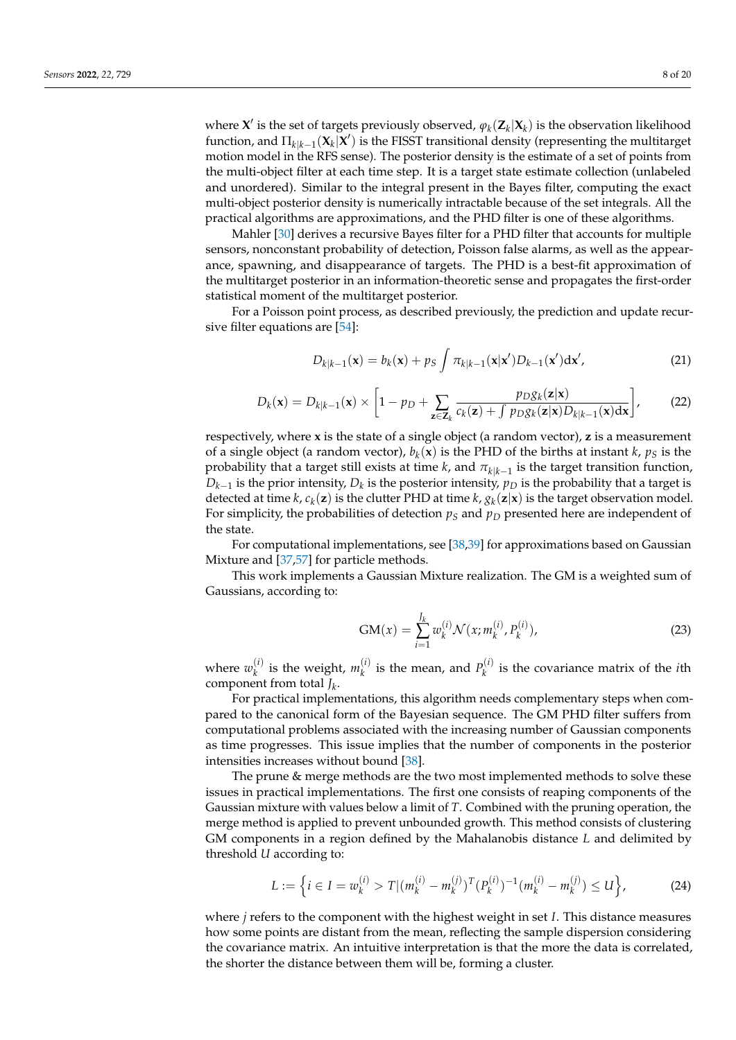where $\mathbf{X}'$ is the set of targets previously observed, $\varphi_k(\mathbf{Z}_k|\mathbf{X}_k)$ is the observation likelihood function, and $\Pi_{k|k-1}(\mathbf{X}_k|\mathbf{X}')$ is the FISST transitional density (representing the multitarget motion model in the RFS sense). The posterior density is the estimate of a set of points from the multi-object filter at each time step. It is a target state estimate collection (unlabeled and unordered). Similar to the integral present in the Bayes filter, computing the exact multi-object posterior density is numerically intractable because of the set integrals. All the practical algorithms are approximations, and the PHD filter is one of these algorithms.

Mahler [30] derives a recursive Bayes filter for a PHD filter that accounts for multiple sensors, nonconstant probability of detection, Poisson false alarms, as well as the appearance, spawning, and disappearance of targets. The PHD is a best-fit approximation of the multitarget posterior in an information-theoretic sense and propagates the first-order statistical moment of the multitarget posterior.

For a Poisson point process, as described previously, the prediction and update recursive filter equations are [54]:

$$D_{k|k-1}(\mathbf{x}) = b_k(\mathbf{x}) + p_S \int \pi_{k|k-1}(\mathbf{x}|\mathbf{x}') D_{k-1}(\mathbf{x}')\mathrm{d}\mathbf{x}', \tag{21}$$

$$D_k(\mathbf{x}) = D_{k|k-1}(\mathbf{x}) \times \left[1 - p_D + \sum_{\mathbf{z}\in\mathbf{Z}_k} \frac{p_D g_k(\mathbf{z}|\mathbf{x})}{c_k(\mathbf{z}) + \int p_D g_k(\mathbf{z}|\mathbf{x}) D_{k|k-1}(\mathbf{x})\mathrm{d}\mathbf{x}}\right], \tag{22}$$

respectively, where $\mathbf{x}$ is the state of a single object (a random vector), $\mathbf{z}$ is a measurement of a single object (a random vector), $b_k(\mathbf{x})$ is the PHD of the births at instant $k$, $p_S$ is the probability that a target still exists at time $k$, and $\pi_{k|k-1}$ is the target transition function, $D_{k-1}$ is the prior intensity, $D_k$ is the posterior intensity, $p_D$ is the probability that a target is detected at time $k$, $c_k(\mathbf{z})$ is the clutter PHD at time $k$, $g_k(\mathbf{z}|\mathbf{x})$ is the target observation model. For simplicity, the probabilities of detection $p_S$ and $p_D$ presented here are independent of the state.

For computational implementations, see [38,39] for approximations based on Gaussian Mixture and [37,57] for particle methods.

This work implements a Gaussian Mixture realization. The GM is a weighted sum of Gaussians, according to:

$$\mathrm{GM}(x) = \sum_{i=1}^{J_k} w_k^{(i)} \mathcal{N}(x; m_k^{(i)}, P_k^{(i)}), \tag{23}$$

where $w_k^{(i)}$ is the weight, $m_k^{(i)}$ is the mean, and $P_k^{(i)}$ is the covariance matrix of the $i$th component from total $J_k$.

For practical implementations, this algorithm needs complementary steps when compared to the canonical form of the Bayesian sequence. The GM PHD filter suffers from computational problems associated with the increasing number of Gaussian components as time progresses. This issue implies that the number of components in the posterior intensities increases without bound [38].

The prune & merge methods are the two most implemented methods to solve these issues in practical implementations. The first one consists of reaping components of the Gaussian mixture with values below a limit of $T$. Combined with the pruning operation, the merge method is applied to prevent unbounded growth. This method consists of clustering GM components in a region defined by the Mahalanobis distance $L$ and delimited by threshold $U$ according to:

$$L := \left\{ i \in I = w_k^{(i)} > T | (m_k^{(i)} - m_k^{(j)})^T (P_k^{(i)})^{-1} (m_k^{(i)} - m_k^{(j)}) \leq U \right\}, \tag{24}$$

where $j$ refers to the component with the highest weight in set $I$. This distance measures how some points are distant from the mean, reflecting the sample dispersion considering the covariance matrix. An intuitive interpretation is that the more the data is correlated, the shorter the distance between them will be, forming a cluster.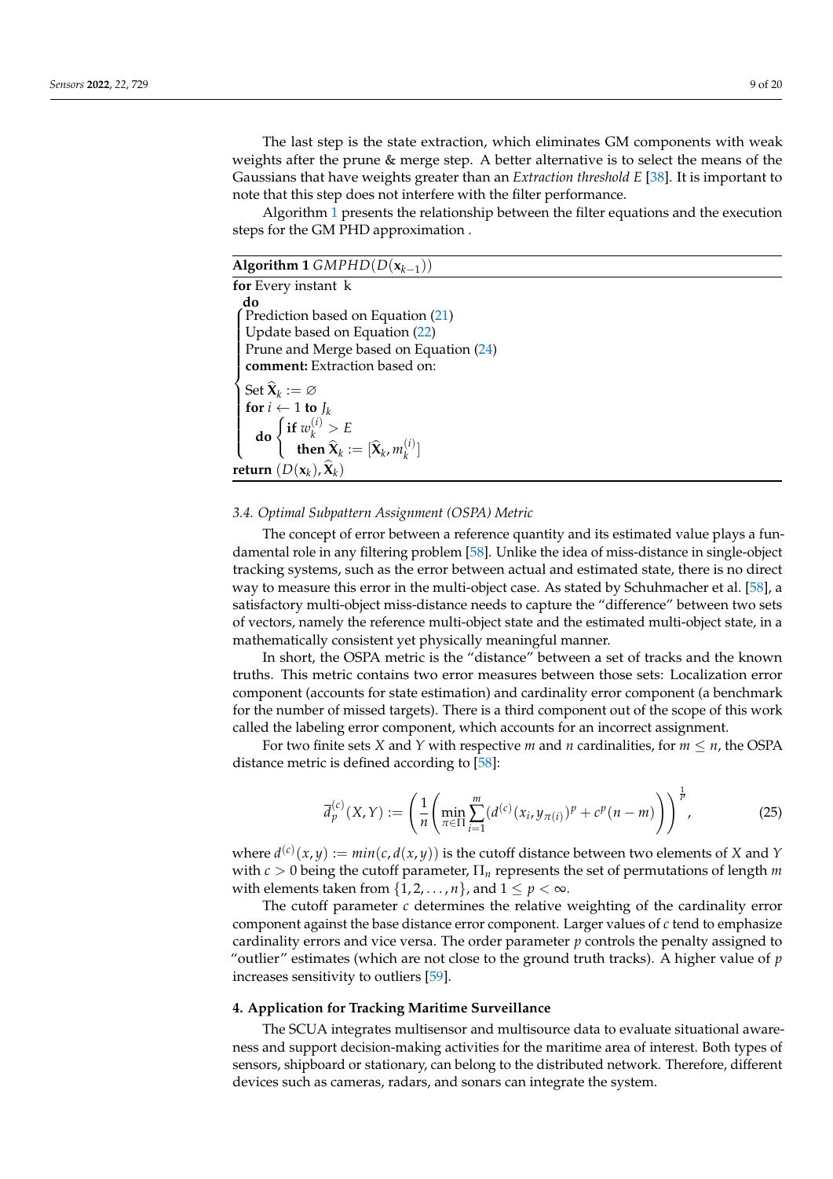The last step is the state extraction, which eliminates GM components with weak weights after the prune & merge step. A better alternative is to select the means of the Gaussians that have weights greater than an *Extraction threshold E* [38]. It is important to note that this step does not interfere with the filter performance.

Algorithm 1 presents the relationship between the filter equations and the execution steps for the GM PHD approximation .

---

**Algorithm 1** $GMPHD(D(\mathbf{x}_{k-1}))$

---

**for** Every instant k
 **do**
 Prediction based on Equation (21)
 Update based on Equation (22)
 Prune and Merge based on Equation (24)
 **comment:** Extraction based on:
 Set $\widehat{\mathbf{X}}_k := \varnothing$
 **for** $i \leftarrow 1$ **to** $J_k$
  **do** **if** $w_k^{(i)} > E$
   **then** $\widehat{\mathbf{X}}_k := [\widehat{\mathbf{X}}_k, m_k^{(i)}]$
**return** $(D(\mathbf{x}_k), \widehat{\mathbf{X}}_k)$

---

### 3.4. Optimal Subpattern Assignment (OSPA) Metric

The concept of error between a reference quantity and its estimated value plays a fundamental role in any filtering problem [58]. Unlike the idea of miss-distance in single-object tracking systems, such as the error between actual and estimated state, there is no direct way to measure this error in the multi-object case. As stated by Schuhmacher et al. [58], a satisfactory multi-object miss-distance needs to capture the "difference" between two sets of vectors, namely the reference multi-object state and the estimated multi-object state, in a mathematically consistent yet physically meaningful manner.

In short, the OSPA metric is the "distance" between a set of tracks and the known truths. This metric contains two error measures between those sets: Localization error component (accounts for state estimation) and cardinality error component (a benchmark for the number of missed targets). There is a third component out of the scope of this work called the labeling error component, which accounts for an incorrect assignment.

For two finite sets $X$ and $Y$ with respective $m$ and $n$ cardinalities, for $m \leq n$, the OSPA distance metric is defined according to [58]:

$$\overline{d}_p^{(c)}(X,Y) := \left( \frac{1}{n} \left( \min_{\pi \in \Pi} \sum_{i=1}^{m} (d^{(c)}(x_i, y_{\pi(i)})^p + c^p(n-m) \right) \right)^{\frac{1}{p}}, \tag{25}$$

where $d^{(c)}(x,y) := min(c, d(x,y))$ is the cutoff distance between two elements of $X$ and $Y$ with $c > 0$ being the cutoff parameter, $\Pi_n$ represents the set of permutations of length $m$ with elements taken from $\{1, 2, \ldots, n\}$, and $1 \leq p < \infty$.

The cutoff parameter $c$ determines the relative weighting of the cardinality error component against the base distance error component. Larger values of $c$ tend to emphasize cardinality errors and vice versa. The order parameter $p$ controls the penalty assigned to "outlier" estimates (which are not close to the ground truth tracks). A higher value of $p$ increases sensitivity to outliers [59].

## 4. Application for Tracking Maritime Surveillance

The SCUA integrates multisensor and multisource data to evaluate situational awareness and support decision-making activities for the maritime area of interest. Both types of sensors, shipboard or stationary, can belong to the distributed network. Therefore, different devices such as cameras, radars, and sonars can integrate the system.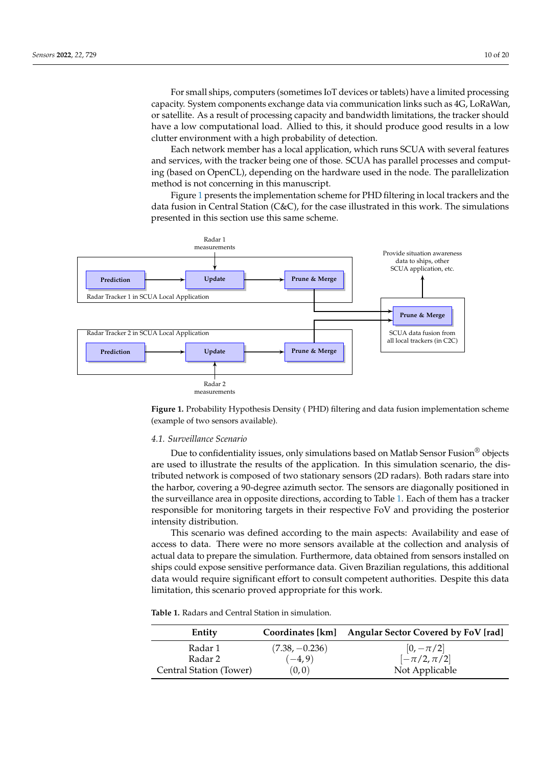For small ships, computers (sometimes IoT devices or tablets) have a limited processing capacity. System components exchange data via communication links such as 4G, LoRaWan, or satellite. As a result of processing capacity and bandwidth limitations, the tracker should have a low computational load. Allied to this, it should produce good results in a low clutter environment with a high probability of detection.

Each network member has a local application, which runs SCUA with several features and services, with the tracker being one of those. SCUA has parallel processes and computing (based on OpenCL), depending on the hardware used in the node. The parallelization method is not concerning in this manuscript.

Figure 1 presents the implementation scheme for PHD filtering in local trackers and the data fusion in Central Station (C&C), for the case illustrated in this work. The simulations presented in this section use this same scheme.

**Figure 1.** Probability Hypothesis Density ( PHD) filtering and data fusion implementation scheme (example of two sensors available).

### *4.1. Surveillance Scenario*

Due to confidentiality issues, only simulations based on Matlab Sensor Fusion® objects are used to illustrate the results of the application. In this simulation scenario, the distributed network is composed of two stationary sensors (2D radars). Both radars stare into the harbor, covering a 90-degree azimuth sector. The sensors are diagonally positioned in the surveillance area in opposite directions, according to Table 1. Each of them has a tracker responsible for monitoring targets in their respective FoV and providing the posterior intensity distribution.

This scenario was defined according to the main aspects: Availability and ease of access to data. There were no more sensors available at the collection and analysis of actual data to prepare the simulation. Furthermore, data obtained from sensors installed on ships could expose sensitive performance data. Given Brazilian regulations, this additional data would require significant effort to consult competent authorities. Despite this data limitation, this scenario proved appropriate for this work.

**Table 1.** Radars and Central Station in simulation.

| Entity | Coordinates [km] | Angular Sector Covered by FoV [rad] |
|---|---|---|
| Radar 1 | $(7.38, -0.236)$ | $[0, -\pi/2]$ |
| Radar 2 | $(-4, 9)$ | $[-\pi/2, \pi/2]$ |
| Central Station (Tower) | $(0, 0)$ | Not Applicable |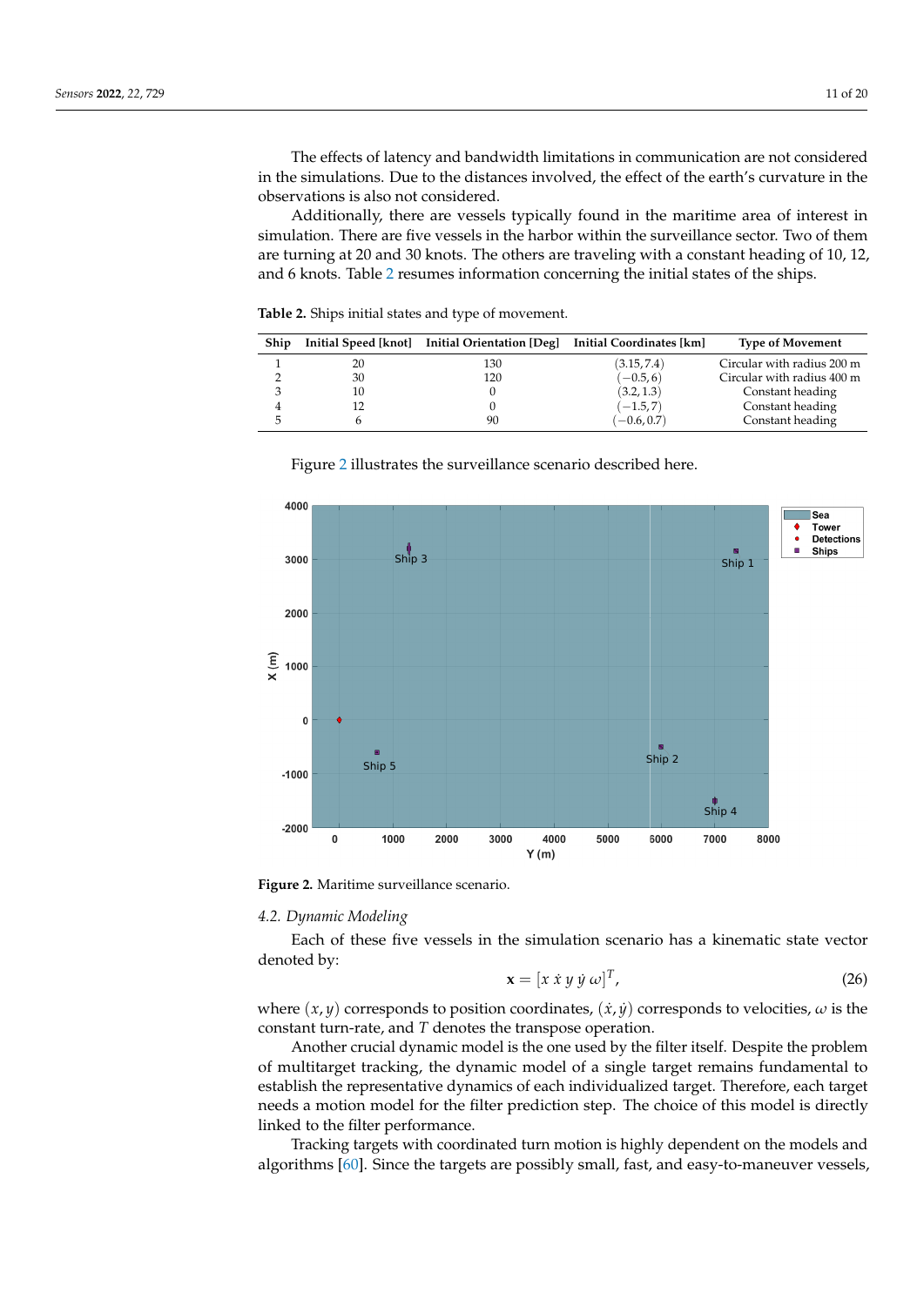The effects of latency and bandwidth limitations in communication are not considered in the simulations. Due to the distances involved, the effect of the earth's curvature in the observations is also not considered.

Additionally, there are vessels typically found in the maritime area of interest in simulation. There are five vessels in the harbor within the surveillance sector. Two of them are turning at 20 and 30 knots. The others are traveling with a constant heading of 10, 12, and 6 knots. Table 2 resumes information concerning the initial states of the ships.

**Table 2.** Ships initial states and type of movement.

| Ship | Initial Speed [knot] | Initial Orientation [Deg] | Initial Coordinates [km] | Type of Movement |
|---|---|---|---|---|
| 1 | 20 | 130 | $(3.15, 7.4)$ | Circular with radius 200 m |
| 2 | 30 | 120 | $(-0.5, 6)$ | Circular with radius 400 m |
| 3 | 10 | 0 | $(3.2, 1.3)$ | Constant heading |
| 4 | 12 | 0 | $(-1.5, 7)$ | Constant heading |
| 5 | 6 | 90 | $(-0.6, 0.7)$ | Constant heading |

Figure 2 illustrates the surveillance scenario described here.

**Figure 2.** Maritime surveillance scenario.

### 4.2. Dynamic Modeling

Each of these five vessels in the simulation scenario has a kinematic state vector denoted by:

$$\mathbf{x} = [x\ \dot{x}\ y\ \dot{y}\ \omega]^T, \tag{26}$$

where $(x, y)$ corresponds to position coordinates, $(\dot{x}, \dot{y})$ corresponds to velocities, $\omega$ is the constant turn-rate, and $T$ denotes the transpose operation.

Another crucial dynamic model is the one used by the filter itself. Despite the problem of multitarget tracking, the dynamic model of a single target remains fundamental to establish the representative dynamics of each individualized target. Therefore, each target needs a motion model for the filter prediction step. The choice of this model is directly linked to the filter performance.

Tracking targets with coordinated turn motion is highly dependent on the models and algorithms [60]. Since the targets are possibly small, fast, and easy-to-maneuver vessels,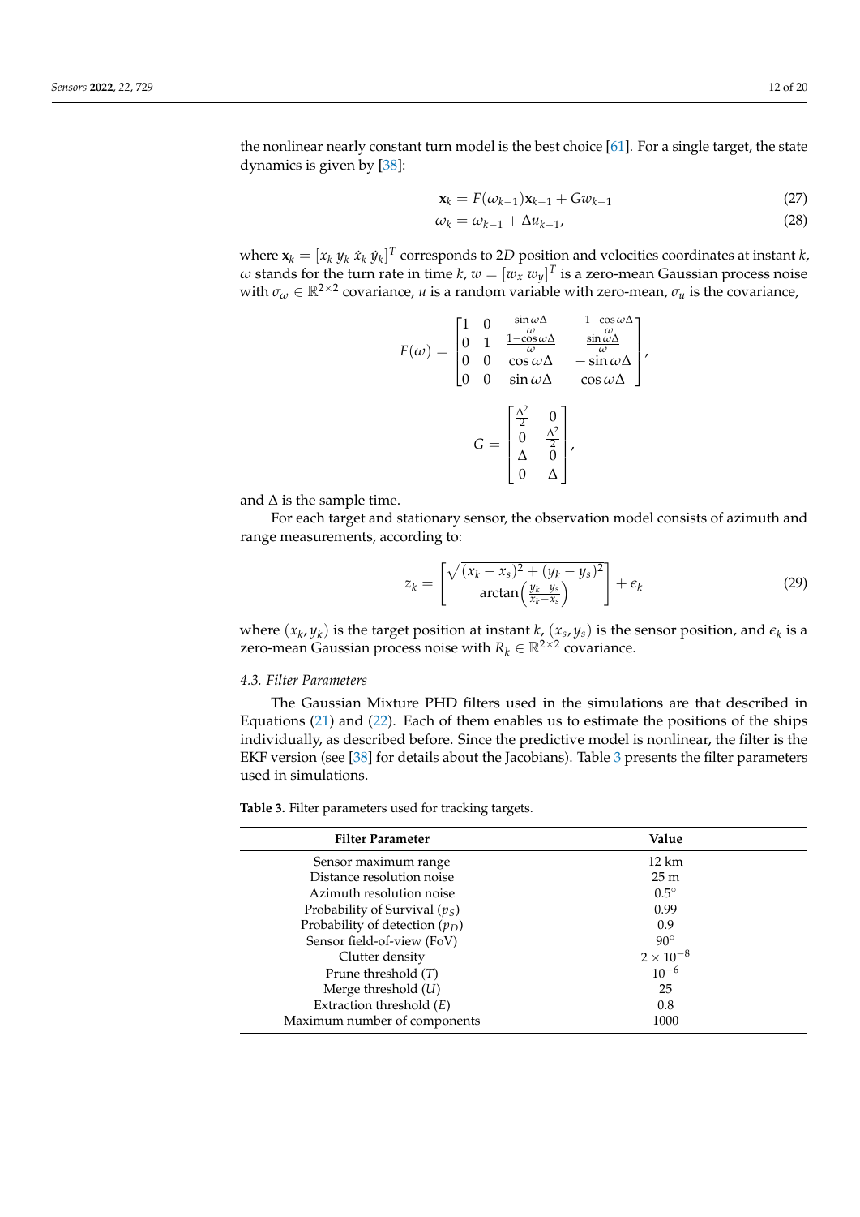the nonlinear nearly constant turn model is the best choice [61]. For a single target, the state dynamics is given by [38]:

$$\mathbf{x}_k = F(\omega_{k-1})\mathbf{x}_{k-1} + Gw_{k-1} \tag{27}$$

$$\omega_k = \omega_{k-1} + \Delta u_{k-1}, \tag{28}$$

where $\mathbf{x}_k = [x_k \; y_k \; \dot{x}_k \; \dot{y}_k]^T$ corresponds to 2$D$ position and velocities coordinates at instant $k$, $\omega$ stands for the turn rate in time $k$, $w = [w_x \; w_y]^T$ is a zero-mean Gaussian process noise with $\sigma_\omega \in \mathbb{R}^{2\times 2}$ covariance, $u$ is a random variable with zero-mean, $\sigma_u$ is the covariance,

$$F(\omega) = \begin{bmatrix} 1 & 0 & \frac{\sin \omega\Delta}{\omega} & -\frac{1-\cos \omega\Delta}{\omega} \\ 0 & 1 & \frac{1-\cos \omega\Delta}{\omega} & \frac{\sin \omega\Delta}{\omega} \\ 0 & 0 & \cos \omega\Delta & -\sin \omega\Delta \\ 0 & 0 & \sin \omega\Delta & \cos \omega\Delta \end{bmatrix},$$

$$G = \begin{bmatrix} \frac{\Delta^2}{2} & 0 \\ 0 & \frac{\Delta^2}{2} \\ \Delta & 0 \\ 0 & \Delta \end{bmatrix},$$

and $\Delta$ is the sample time.

For each target and stationary sensor, the observation model consists of azimuth and range measurements, according to:

$$z_k = \begin{bmatrix} \sqrt{(x_k - x_s)^2 + (y_k - y_s)^2} \\ \arctan\left(\frac{y_k - y_s}{x_k - x_s}\right) \end{bmatrix} + \epsilon_k \tag{29}$$

where $(x_k, y_k)$ is the target position at instant $k$, $(x_s, y_s)$ is the sensor position, and $\epsilon_k$ is a zero-mean Gaussian process noise with $R_k \in \mathbb{R}^{2\times 2}$ covariance.

### 4.3. Filter Parameters

The Gaussian Mixture PHD filters used in the simulations are that described in Equations (21) and (22). Each of them enables us to estimate the positions of the ships individually, as described before. Since the predictive model is nonlinear, the filter is the EKF version (see [38] for details about the Jacobians). Table 3 presents the filter parameters used in simulations.

**Table 3.** Filter parameters used for tracking targets.

| Filter Parameter | Value |
|---|---|
| Sensor maximum range | 12 km |
| Distance resolution noise | 25 m |
| Azimuth resolution noise | 0.5° |
| Probability of Survival ($p_S$) | 0.99 |
| Probability of detection ($p_D$) | 0.9 |
| Sensor field-of-view (FoV) | 90° |
| Clutter density | $2 \times 10^{-8}$ |
| Prune threshold ($T$) | $10^{-6}$ |
| Merge threshold ($U$) | 25 |
| Extraction threshold ($E$) | 0.8 |
| Maximum number of components | 1000 |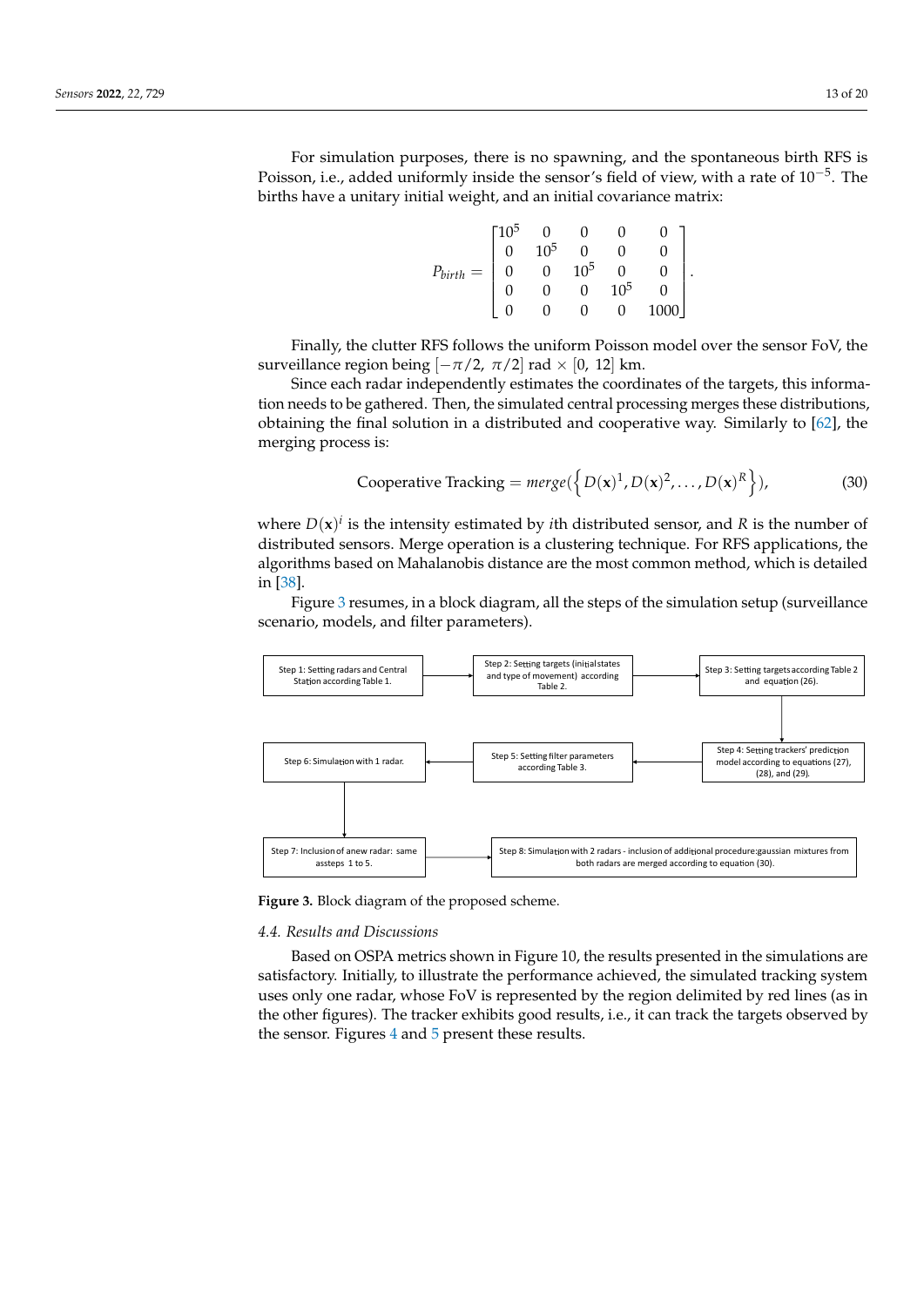For simulation purposes, there is no spawning, and the spontaneous birth RFS is Poisson, i.e., added uniformly inside the sensor's field of view, with a rate of $10^{-5}$. The births have a unitary initial weight, and an initial covariance matrix:

$$
P_{birth} = \begin{bmatrix} 10^5 & 0 & 0 & 0 & 0 \\ 0 & 10^5 & 0 & 0 & 0 \\ 0 & 0 & 10^5 & 0 & 0 \\ 0 & 0 & 0 & 10^5 & 0 \\ 0 & 0 & 0 & 0 & 1000 \end{bmatrix}.
$$

Finally, the clutter RFS follows the uniform Poisson model over the sensor FoV, the surveillance region being $[-\pi/2,\ \pi/2]$ rad $\times$ $[0,\ 12]$ km.

Since each radar independently estimates the coordinates of the targets, this information needs to be gathered. Then, the simulated central processing merges these distributions, obtaining the final solution in a distributed and cooperative way. Similarly to [62], the merging process is:

$$
\text{Cooperative Tracking} = merge(\left\{ D(\mathbf{x})^1, D(\mathbf{x})^2, \ldots, D(\mathbf{x})^R \right\}), \tag{30}
$$

where $D(\mathbf{x})^i$ is the intensity estimated by $i$th distributed sensor, and $R$ is the number of distributed sensors. Merge operation is a clustering technique. For RFS applications, the algorithms based on Mahalanobis distance are the most common method, which is detailed in [38].

Figure 3 resumes, in a block diagram, all the steps of the simulation setup (surveillance scenario, models, and filter parameters).

Step 1: Setting radars and Central Station according Table 1. → Step 2: Setting targets (initial states and type of movement) according Table 2. → Step 3: Setting targets according Table 2 and equation (26). → Step 4: Setting trackers' prediction model according to equations (27), (28), and (29). → Step 5: Setting filter parameters according Table 3. → Step 6: Simulation with 1 radar. → Step 7: Inclusion of anew radar: same assteps 1 to 5. → Step 8: Simulation with 2 radars - inclusion of additional procedure:gaussian mixtures from both radars are merged according to equation (30).

**Figure 3.** Block diagram of the proposed scheme.

### 4.4. Results and Discussions

Based on OSPA metrics shown in Figure 10, the results presented in the simulations are satisfactory. Initially, to illustrate the performance achieved, the simulated tracking system uses only one radar, whose FoV is represented by the region delimited by red lines (as in the other figures). The tracker exhibits good results, i.e., it can track the targets observed by the sensor. Figures 4 and 5 present these results.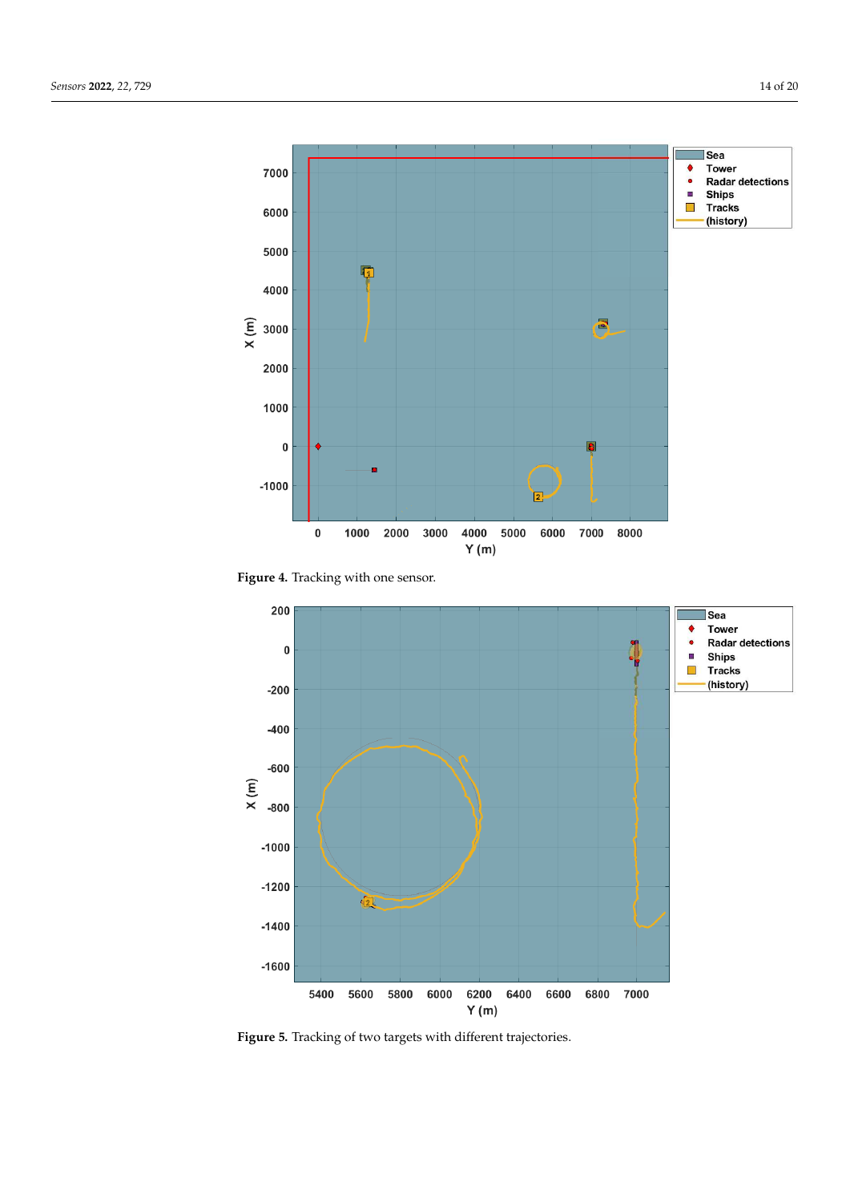**Figure 4.** Tracking with one sensor.

**Figure 5.** Tracking of two targets with different trajectories.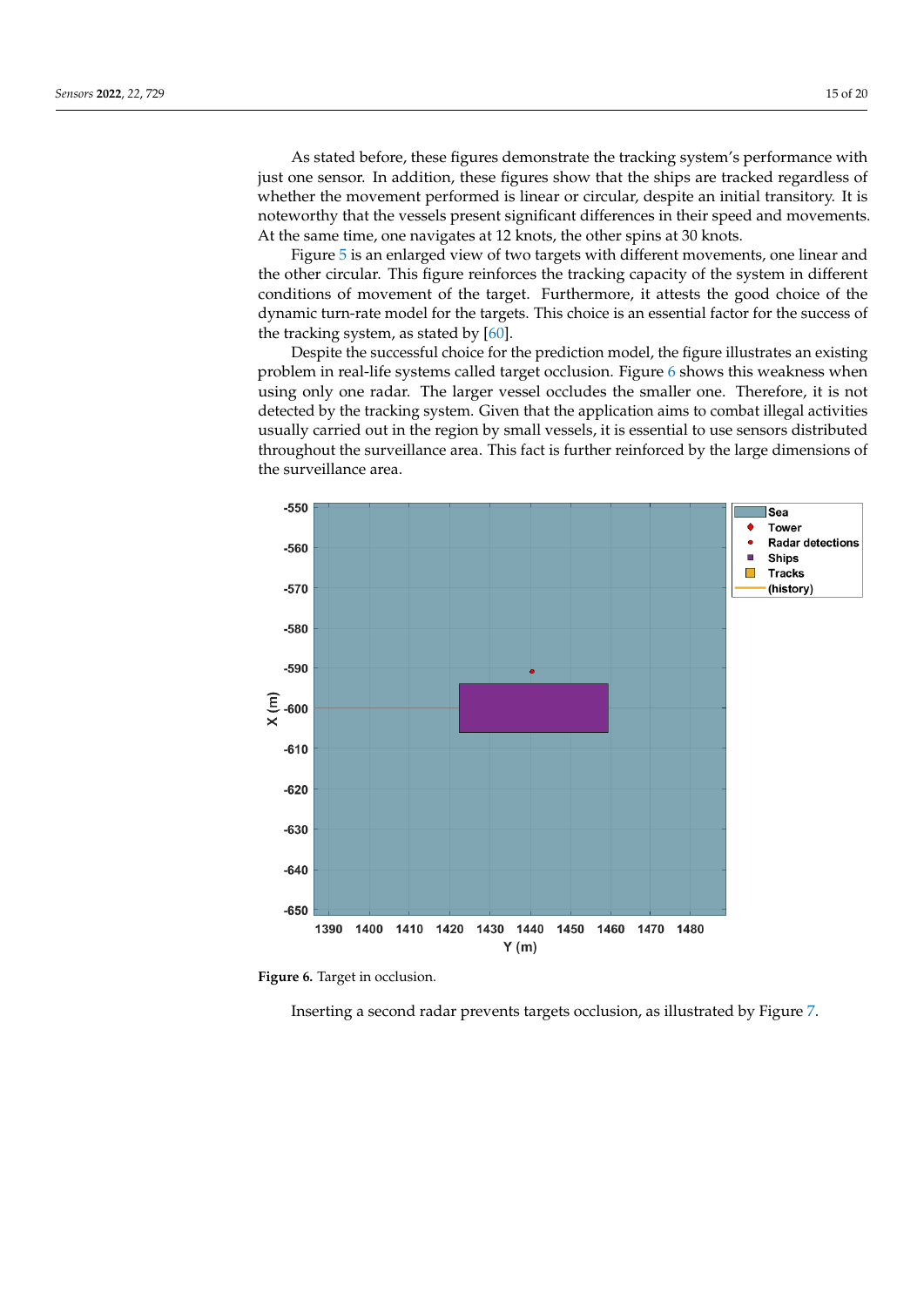As stated before, these figures demonstrate the tracking system's performance with just one sensor. In addition, these figures show that the ships are tracked regardless of whether the movement performed is linear or circular, despite an initial transitory. It is noteworthy that the vessels present significant differences in their speed and movements. At the same time, one navigates at 12 knots, the other spins at 30 knots.

Figure 5 is an enlarged view of two targets with different movements, one linear and the other circular. This figure reinforces the tracking capacity of the system in different conditions of movement of the target. Furthermore, it attests the good choice of the dynamic turn-rate model for the targets. This choice is an essential factor for the success of the tracking system, as stated by [60].

Despite the successful choice for the prediction model, the figure illustrates an existing problem in real-life systems called target occlusion. Figure 6 shows this weakness when using only one radar. The larger vessel occludes the smaller one. Therefore, it is not detected by the tracking system. Given that the application aims to combat illegal activities usually carried out in the region by small vessels, it is essential to use sensors distributed throughout the surveillance area. This fact is further reinforced by the large dimensions of the surveillance area.

**Figure 6.** Target in occlusion.

Inserting a second radar prevents targets occlusion, as illustrated by Figure 7.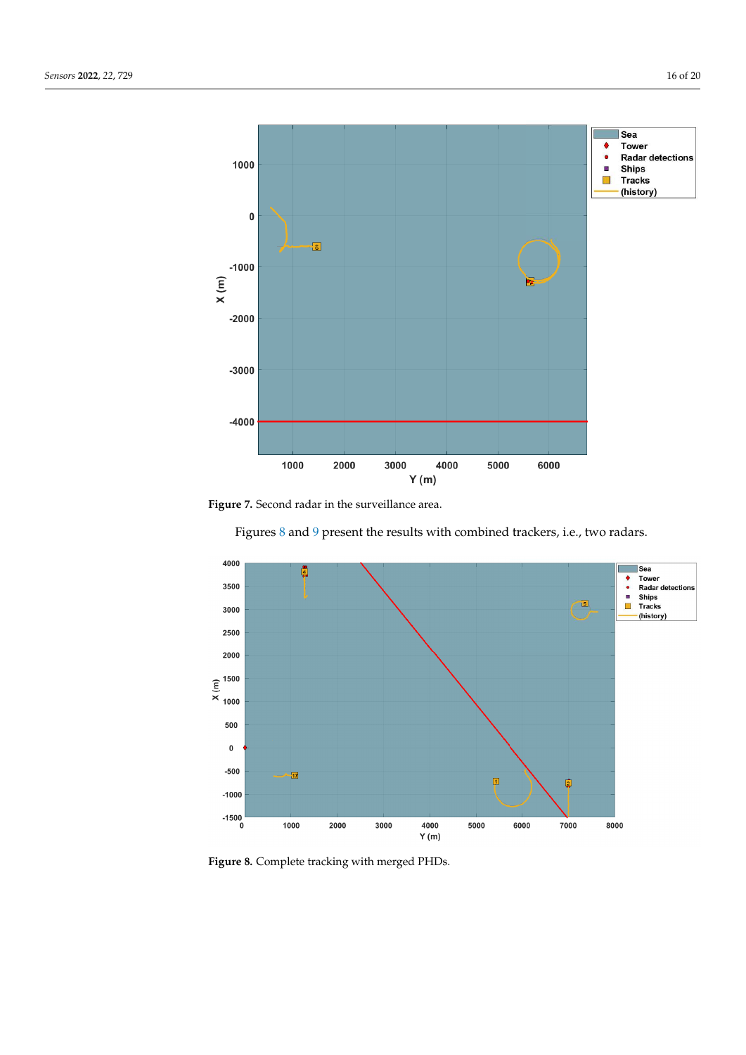**Figure 7.** Second radar in the surveillance area.

Figures 8 and 9 present the results with combined trackers, i.e., two radars.

**Figure 8.** Complete tracking with merged PHDs.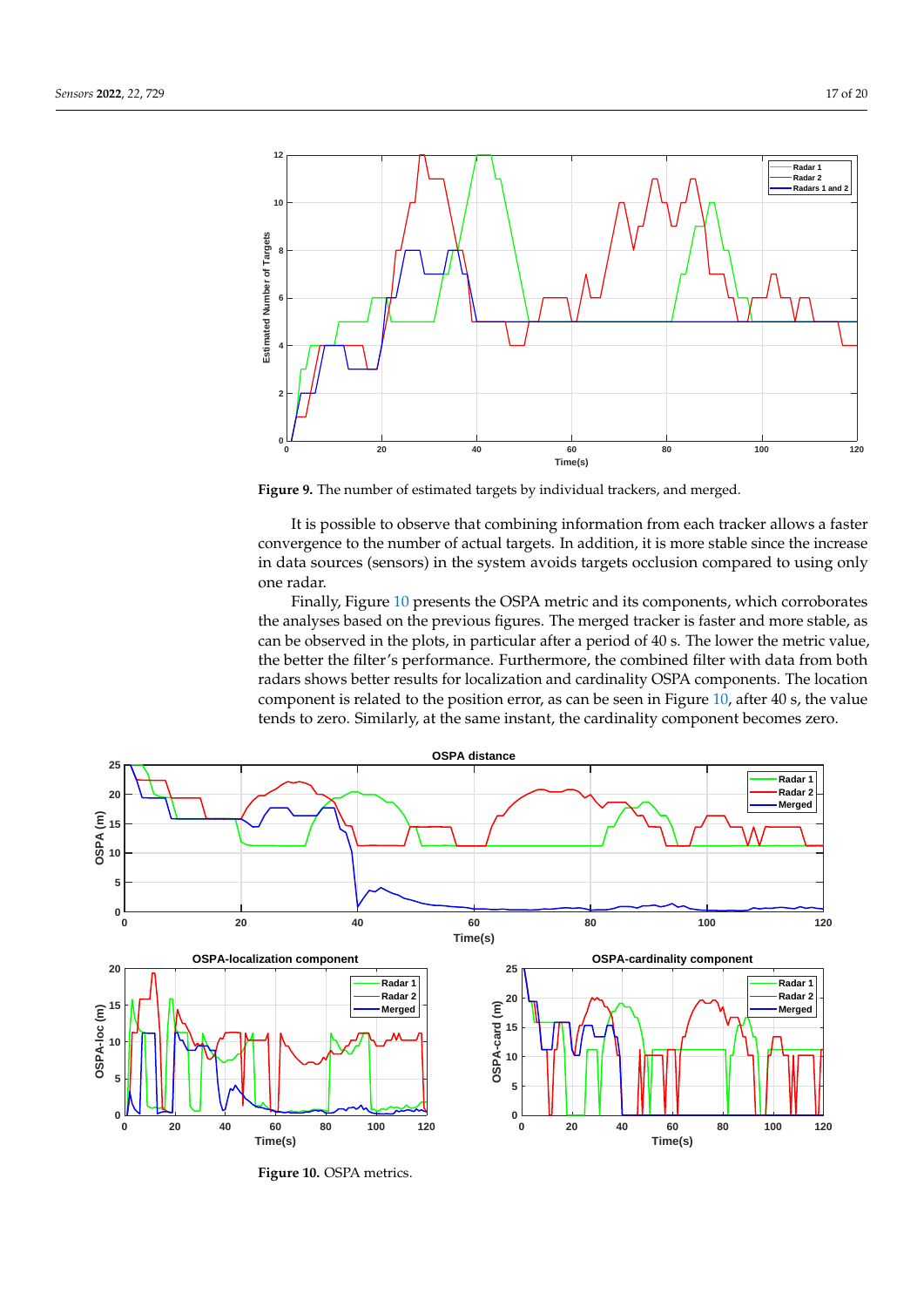**Figure 9.** The number of estimated targets by individual trackers, and merged.

It is possible to observe that combining information from each tracker allows a faster convergence to the number of actual targets. In addition, it is more stable since the increase in data sources (sensors) in the system avoids targets occlusion compared to using only one radar.

Finally, Figure 10 presents the OSPA metric and its components, which corroborates the analyses based on the previous figures. The merged tracker is faster and more stable, as can be observed in the plots, in particular after a period of 40 s. The lower the metric value, the better the filter's performance. Furthermore, the combined filter with data from both radars shows better results for localization and cardinality OSPA components. The location component is related to the position error, as can be seen in Figure 10, after 40 s, the value tends to zero. Similarly, at the same instant, the cardinality component becomes zero.

**Figure 10.** OSPA metrics.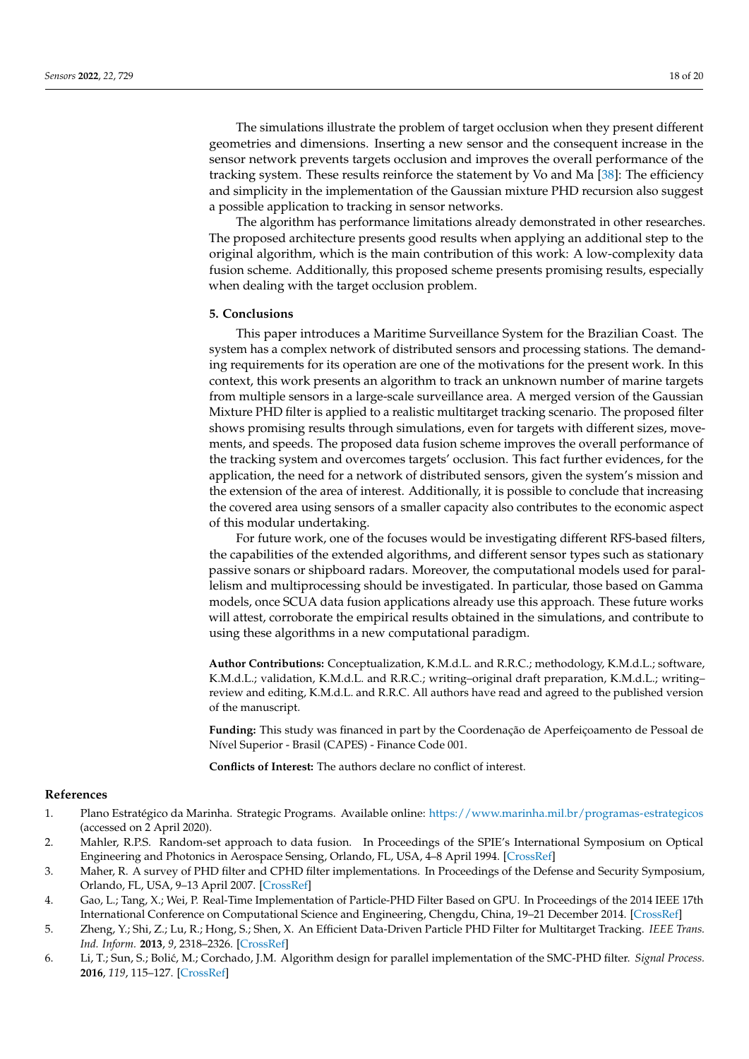The simulations illustrate the problem of target occlusion when they present different geometries and dimensions. Inserting a new sensor and the consequent increase in the sensor network prevents targets occlusion and improves the overall performance of the tracking system. These results reinforce the statement by Vo and Ma [38]: The efficiency and simplicity in the implementation of the Gaussian mixture PHD recursion also suggest a possible application to tracking in sensor networks.

The algorithm has performance limitations already demonstrated in other researches. The proposed architecture presents good results when applying an additional step to the original algorithm, which is the main contribution of this work: A low-complexity data fusion scheme. Additionally, this proposed scheme presents promising results, especially when dealing with the target occlusion problem.

## 5. Conclusions

This paper introduces a Maritime Surveillance System for the Brazilian Coast. The system has a complex network of distributed sensors and processing stations. The demanding requirements for its operation are one of the motivations for the present work. In this context, this work presents an algorithm to track an unknown number of marine targets from multiple sensors in a large-scale surveillance area. A merged version of the Gaussian Mixture PHD filter is applied to a realistic multitarget tracking scenario. The proposed filter shows promising results through simulations, even for targets with different sizes, movements, and speeds. The proposed data fusion scheme improves the overall performance of the tracking system and overcomes targets' occlusion. This fact further evidences, for the application, the need for a network of distributed sensors, given the system's mission and the extension of the area of interest. Additionally, it is possible to conclude that increasing the covered area using sensors of a smaller capacity also contributes to the economic aspect of this modular undertaking.

For future work, one of the focuses would be investigating different RFS-based filters, the capabilities of the extended algorithms, and different sensor types such as stationary passive sonars or shipboard radars. Moreover, the computational models used for parallelism and multiprocessing should be investigated. In particular, those based on Gamma models, once SCUA data fusion applications already use this approach. These future works will attest, corroborate the empirical results obtained in the simulations, and contribute to using these algorithms in a new computational paradigm.

**Author Contributions:** Conceptualization, K.M.d.L. and R.R.C.; methodology, K.M.d.L.; software, K.M.d.L.; validation, K.M.d.L. and R.R.C.; writing–original draft preparation, K.M.d.L.; writing–review and editing, K.M.d.L. and R.R.C. All authors have read and agreed to the published version of the manuscript.

**Funding:** This study was financed in part by the Coordenação de Aperfeiçoamento de Pessoal de Nível Superior - Brasil (CAPES) - Finance Code 001.

**Conflicts of Interest:** The authors declare no conflict of interest.

## References

1. Plano Estratégico da Marinha. Strategic Programs. Available online: https://www.marinha.mil.br/programas-estrategicos (accessed on 2 April 2020).
2. Mahler, R.P.S. Random-set approach to data fusion. In Proceedings of the SPIE's International Symposium on Optical Engineering and Photonics in Aerospace Sensing, Orlando, FL, USA, 4–8 April 1994. [CrossRef]
3. Maher, R. A survey of PHD filter and CPHD filter implementations. In Proceedings of the Defense and Security Symposium, Orlando, FL, USA, 9–13 April 2007. [CrossRef]
4. Gao, L.; Tang, X.; Wei, P. Real-Time Implementation of Particle-PHD Filter Based on GPU. In Proceedings of the 2014 IEEE 17th International Conference on Computational Science and Engineering, Chengdu, China, 19–21 December 2014. [CrossRef]
5. Zheng, Y.; Shi, Z.; Lu, R.; Hong, S.; Shen, X. An Efficient Data-Driven Particle PHD Filter for Multitarget Tracking. *IEEE Trans. Ind. Inform.* **2013**, *9*, 2318–2326. [CrossRef]
6. Li, T.; Sun, S.; Bolić, M.; Corchado, J.M. Algorithm design for parallel implementation of the SMC-PHD filter. *Signal Process.* **2016**, *119*, 115–127. [CrossRef]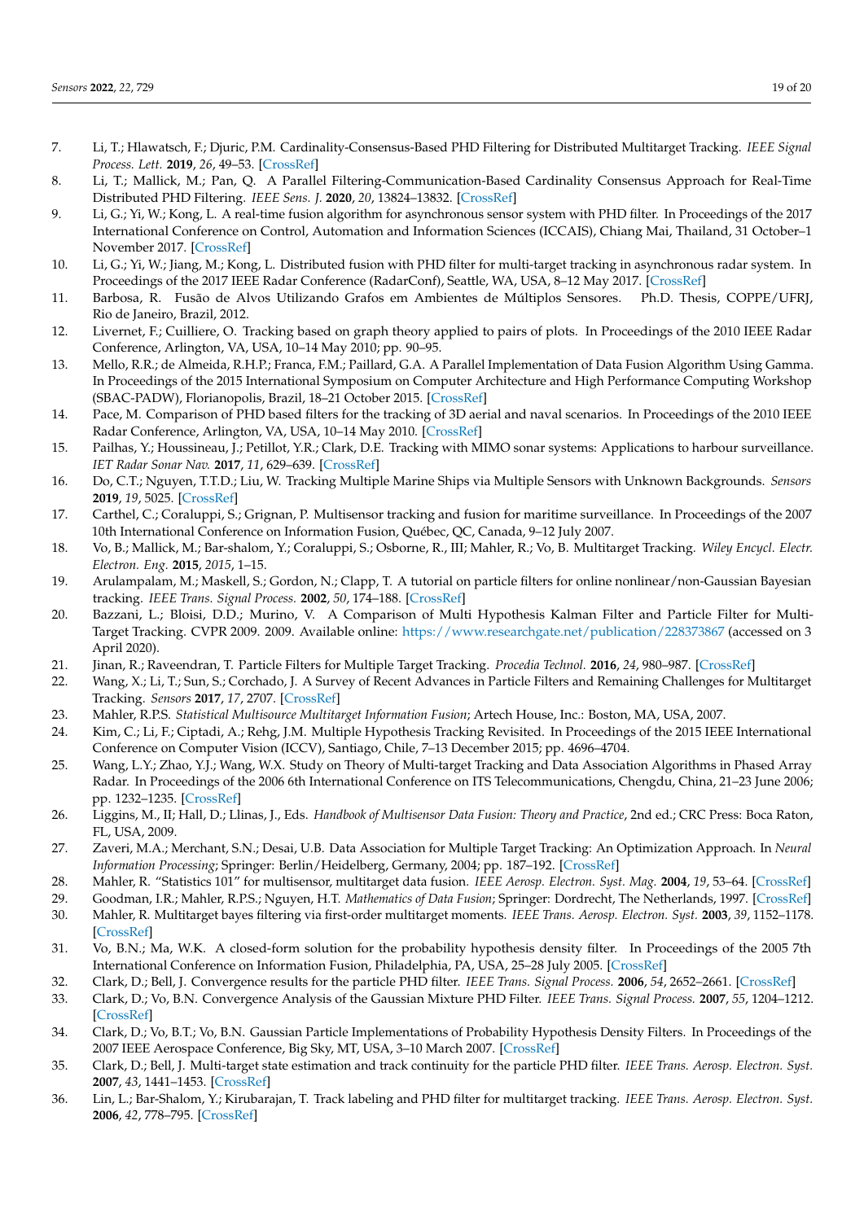7. Li, T.; Hlawatsch, F.; Djuric, P.M. Cardinality-Consensus-Based PHD Filtering for Distributed Multitarget Tracking. *IEEE Signal Process. Lett.* **2019**, *26*, 49–53. [CrossRef]
8. Li, T.; Mallick, M.; Pan, Q. A Parallel Filtering-Communication-Based Cardinality Consensus Approach for Real-Time Distributed PHD Filtering. *IEEE Sens. J.* **2020**, *20*, 13824–13832. [CrossRef]
9. Li, G.; Yi, W.; Kong, L. A real-time fusion algorithm for asynchronous sensor system with PHD filter. In Proceedings of the 2017 International Conference on Control, Automation and Information Sciences (ICCAIS), Chiang Mai, Thailand, 31 October–1 November 2017. [CrossRef]
10. Li, G.; Yi, W.; Jiang, M.; Kong, L. Distributed fusion with PHD filter for multi-target tracking in asynchronous radar system. In Proceedings of the 2017 IEEE Radar Conference (RadarConf), Seattle, WA, USA, 8–12 May 2017. [CrossRef]
11. Barbosa, R. Fusão de Alvos Utilizando Grafos em Ambientes de Múltiplos Sensores. Ph.D. Thesis, COPPE/UFRJ, Rio de Janeiro, Brazil, 2012.
12. Livernet, F.; Cuilliere, O. Tracking based on graph theory applied to pairs of plots. In Proceedings of the 2010 IEEE Radar Conference, Arlington, VA, USA, 10–14 May 2010; pp. 90–95.
13. Mello, R.R.; de Almeida, R.H.P.; Franca, F.M.; Paillard, G.A. A Parallel Implementation of Data Fusion Algorithm Using Gamma. In Proceedings of the 2015 International Symposium on Computer Architecture and High Performance Computing Workshop (SBAC-PADW), Florianopolis, Brazil, 18–21 October 2015. [CrossRef]
14. Pace, M. Comparison of PHD based filters for the tracking of 3D aerial and naval scenarios. In Proceedings of the 2010 IEEE Radar Conference, Arlington, VA, USA, 10–14 May 2010. [CrossRef]
15. Pailhas, Y.; Houssineau, J.; Petillot, Y.R.; Clark, D.E. Tracking with MIMO sonar systems: Applications to harbour surveillance. *IET Radar Sonar Nav.* **2017**, *11*, 629–639. [CrossRef]
16. Do, C.T.; Nguyen, T.T.D.; Liu, W. Tracking Multiple Marine Ships via Multiple Sensors with Unknown Backgrounds. *Sensors* **2019**, *19*, 5025. [CrossRef]
17. Carthel, C.; Coraluppi, S.; Grignan, P. Multisensor tracking and fusion for maritime surveillance. In Proceedings of the 2007 10th International Conference on Information Fusion, Québec, QC, Canada, 9–12 July 2007.
18. Vo, B.; Mallick, M.; Bar-shalom, Y.; Coraluppi, S.; Osborne, R., III; Mahler, R.; Vo, B. Multitarget Tracking. *Wiley Encycl. Electr. Electron. Eng.* **2015**, *2015*, 1–15.
19. Arulampalam, M.; Maskell, S.; Gordon, N.; Clapp, T. A tutorial on particle filters for online nonlinear/non-Gaussian Bayesian tracking. *IEEE Trans. Signal Process.* **2002**, *50*, 174–188. [CrossRef]
20. Bazzani, L.; Bloisi, D.D.; Murino, V. A Comparison of Multi Hypothesis Kalman Filter and Particle Filter for Multi-Target Tracking. CVPR 2009. 2009. Available online: https://www.researchgate.net/publication/228373867 (accessed on 3 April 2020).
21. Jinan, R.; Raveendran, T. Particle Filters for Multiple Target Tracking. *Procedia Technol.* **2016**, *24*, 980–987. [CrossRef]
22. Wang, X.; Li, T.; Sun, S.; Corchado, J. A Survey of Recent Advances in Particle Filters and Remaining Challenges for Multitarget Tracking. *Sensors* **2017**, *17*, 2707. [CrossRef]
23. Mahler, R.P.S. *Statistical Multisource Multitarget Information Fusion*; Artech House, Inc.: Boston, MA, USA, 2007.
24. Kim, C.; Li, F.; Ciptadi, A.; Rehg, J.M. Multiple Hypothesis Tracking Revisited. In Proceedings of the 2015 IEEE International Conference on Computer Vision (ICCV), Santiago, Chile, 7–13 December 2015; pp. 4696–4704.
25. Wang, L.Y.; Zhao, Y.J.; Wang, W.X. Study on Theory of Multi-target Tracking and Data Association Algorithms in Phased Array Radar. In Proceedings of the 2006 6th International Conference on ITS Telecommunications, Chengdu, China, 21–23 June 2006; pp. 1232–1235. [CrossRef]
26. Liggins, M., II; Hall, D.; Llinas, J., Eds. *Handbook of Multisensor Data Fusion: Theory and Practice*, 2nd ed.; CRC Press: Boca Raton, FL, USA, 2009.
27. Zaveri, M.A.; Merchant, S.N.; Desai, U.B. Data Association for Multiple Target Tracking: An Optimization Approach. In *Neural Information Processing*; Springer: Berlin/Heidelberg, Germany, 2004; pp. 187–192. [CrossRef]
28. Mahler, R. "Statistics 101" for multisensor, multitarget data fusion. *IEEE Aerosp. Electron. Syst. Mag.* **2004**, *19*, 53–64. [CrossRef]
29. Goodman, I.R.; Mahler, R.P.S.; Nguyen, H.T. *Mathematics of Data Fusion*; Springer: Dordrecht, The Netherlands, 1997. [CrossRef]
30. Mahler, R. Multitarget bayes filtering via first-order multitarget moments. *IEEE Trans. Aerosp. Electron. Syst.* **2003**, *39*, 1152–1178. [CrossRef]
31. Vo, B.N.; Ma, W.K. A closed-form solution for the probability hypothesis density filter. In Proceedings of the 2005 7th International Conference on Information Fusion, Philadelphia, PA, USA, 25–28 July 2005. [CrossRef]
32. Clark, D.; Bell, J. Convergence results for the particle PHD filter. *IEEE Trans. Signal Process.* **2006**, *54*, 2652–2661. [CrossRef]
33. Clark, D.; Vo, B.N. Convergence Analysis of the Gaussian Mixture PHD Filter. *IEEE Trans. Signal Process.* **2007**, *55*, 1204–1212. [CrossRef]
34. Clark, D.; Vo, B.T.; Vo, B.N. Gaussian Particle Implementations of Probability Hypothesis Density Filters. In Proceedings of the 2007 IEEE Aerospace Conference, Big Sky, MT, USA, 3–10 March 2007. [CrossRef]
35. Clark, D.; Bell, J. Multi-target state estimation and track continuity for the particle PHD filter. *IEEE Trans. Aerosp. Electron. Syst.* **2007**, *43*, 1441–1453. [CrossRef]
36. Lin, L.; Bar-Shalom, Y.; Kirubarajan, T. Track labeling and PHD filter for multitarget tracking. *IEEE Trans. Aerosp. Electron. Syst.* **2006**, *42*, 778–795. [CrossRef]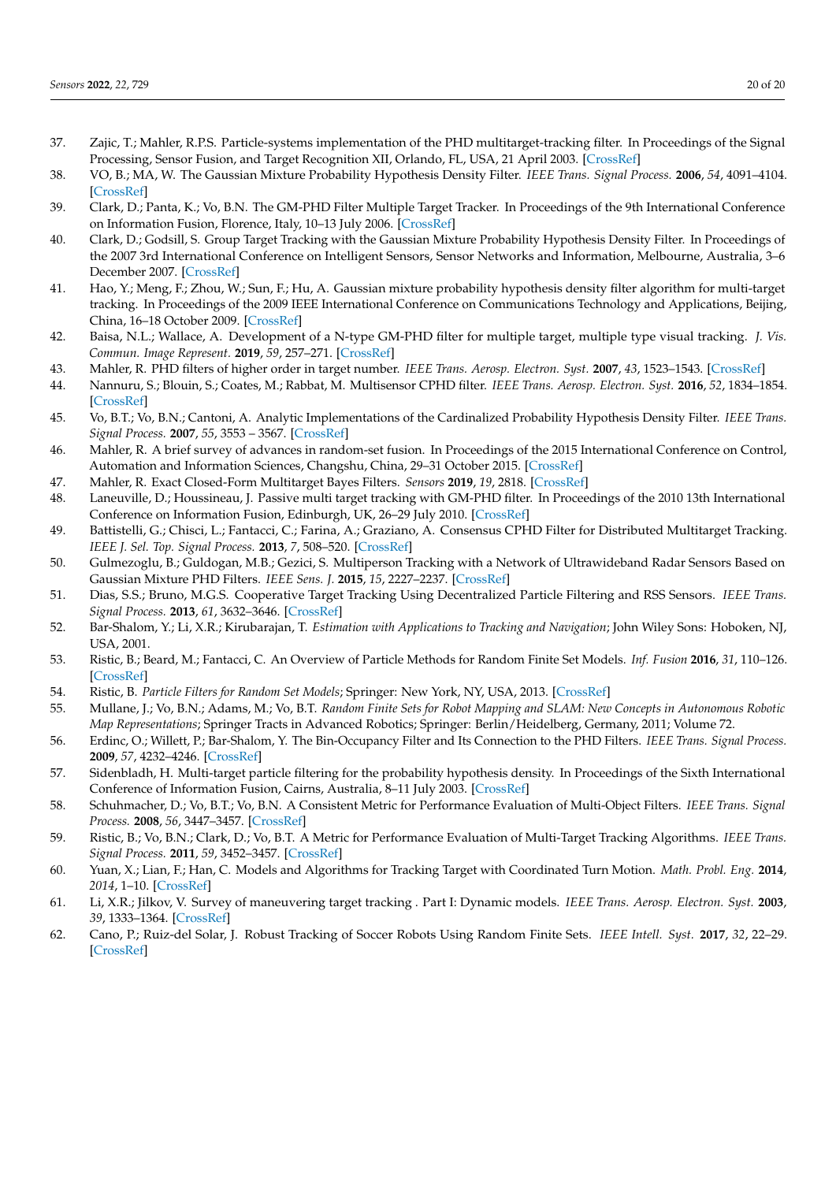37. Zajic, T.; Mahler, R.P.S. Particle-systems implementation of the PHD multitarget-tracking filter. In Proceedings of the Signal Processing, Sensor Fusion, and Target Recognition XII, Orlando, FL, USA, 21 April 2003. [CrossRef]
38. VO, B.; MA, W. The Gaussian Mixture Probability Hypothesis Density Filter. *IEEE Trans. Signal Process.* **2006**, *54*, 4091–4104. [CrossRef]
39. Clark, D.; Panta, K.; Vo, B.N. The GM-PHD Filter Multiple Target Tracker. In Proceedings of the 9th International Conference on Information Fusion, Florence, Italy, 10–13 July 2006. [CrossRef]
40. Clark, D.; Godsill, S. Group Target Tracking with the Gaussian Mixture Probability Hypothesis Density Filter. In Proceedings of the 2007 3rd International Conference on Intelligent Sensors, Sensor Networks and Information, Melbourne, Australia, 3–6 December 2007. [CrossRef]
41. Hao, Y.; Meng, F.; Zhou, W.; Sun, F.; Hu, A. Gaussian mixture probability hypothesis density filter algorithm for multi-target tracking. In Proceedings of the 2009 IEEE International Conference on Communications Technology and Applications, Beijing, China, 16–18 October 2009. [CrossRef]
42. Baisa, N.L.; Wallace, A. Development of a N-type GM-PHD filter for multiple target, multiple type visual tracking. *J. Vis. Commun. Image Represent.* **2019**, *59*, 257–271. [CrossRef]
43. Mahler, R. PHD filters of higher order in target number. *IEEE Trans. Aerosp. Electron. Syst.* **2007**, *43*, 1523–1543. [CrossRef]
44. Nannuru, S.; Blouin, S.; Coates, M.; Rabbat, M. Multisensor CPHD filter. *IEEE Trans. Aerosp. Electron. Syst.* **2016**, *52*, 1834–1854. [CrossRef]
45. Vo, B.T.; Vo, B.N.; Cantoni, A. Analytic Implementations of the Cardinalized Probability Hypothesis Density Filter. *IEEE Trans. Signal Process.* **2007**, *55*, 3553 – 3567. [CrossRef]
46. Mahler, R. A brief survey of advances in random-set fusion. In Proceedings of the 2015 International Conference on Control, Automation and Information Sciences, Changshu, China, 29–31 October 2015. [CrossRef]
47. Mahler, R. Exact Closed-Form Multitarget Bayes Filters. *Sensors* **2019**, *19*, 2818. [CrossRef]
48. Laneuville, D.; Houssineau, J. Passive multi target tracking with GM-PHD filter. In Proceedings of the 2010 13th International Conference on Information Fusion, Edinburgh, UK, 26–29 July 2010. [CrossRef]
49. Battistelli, G.; Chisci, L.; Fantacci, C.; Farina, A.; Graziano, A. Consensus CPHD Filter for Distributed Multitarget Tracking. *IEEE J. Sel. Top. Signal Process.* **2013**, *7*, 508–520. [CrossRef]
50. Gulmezoglu, B.; Guldogan, M.B.; Gezici, S. Multiperson Tracking with a Network of Ultrawideband Radar Sensors Based on Gaussian Mixture PHD Filters. *IEEE Sens. J.* **2015**, *15*, 2227–2237. [CrossRef]
51. Dias, S.S.; Bruno, M.G.S. Cooperative Target Tracking Using Decentralized Particle Filtering and RSS Sensors. *IEEE Trans. Signal Process.* **2013**, *61*, 3632–3646. [CrossRef]
52. Bar-Shalom, Y.; Li, X.R.; Kirubarajan, T. *Estimation with Applications to Tracking and Navigation*; John Wiley Sons: Hoboken, NJ, USA, 2001.
53. Ristic, B.; Beard, M.; Fantacci, C. An Overview of Particle Methods for Random Finite Set Models. *Inf. Fusion* **2016**, *31*, 110–126. [CrossRef]
54. Ristic, B. *Particle Filters for Random Set Models*; Springer: New York, NY, USA, 2013. [CrossRef]
55. Mullane, J.; Vo, B.N.; Adams, M.; Vo, B.T. *Random Finite Sets for Robot Mapping and SLAM: New Concepts in Autonomous Robotic Map Representations*; Springer Tracts in Advanced Robotics; Springer: Berlin/Heidelberg, Germany, 2011; Volume 72.
56. Erdinc, O.; Willett, P.; Bar-Shalom, Y. The Bin-Occupancy Filter and Its Connection to the PHD Filters. *IEEE Trans. Signal Process.* **2009**, *57*, 4232–4246. [CrossRef]
57. Sidenbladh, H. Multi-target particle filtering for the probability hypothesis density. In Proceedings of the Sixth International Conference of Information Fusion, Cairns, Australia, 8–11 July 2003. [CrossRef]
58. Schuhmacher, D.; Vo, B.T.; Vo, B.N. A Consistent Metric for Performance Evaluation of Multi-Object Filters. *IEEE Trans. Signal Process.* **2008**, *56*, 3447–3457. [CrossRef]
59. Ristic, B.; Vo, B.N.; Clark, D.; Vo, B.T. A Metric for Performance Evaluation of Multi-Target Tracking Algorithms. *IEEE Trans. Signal Process.* **2011**, *59*, 3452–3457. [CrossRef]
60. Yuan, X.; Lian, F.; Han, C. Models and Algorithms for Tracking Target with Coordinated Turn Motion. *Math. Probl. Eng.* **2014**, *2014*, 1–10. [CrossRef]
61. Li, X.R.; Jilkov, V. Survey of maneuvering target tracking . Part I: Dynamic models. *IEEE Trans. Aerosp. Electron. Syst.* **2003**, *39*, 1333–1364. [CrossRef]
62. Cano, P.; Ruiz-del Solar, J. Robust Tracking of Soccer Robots Using Random Finite Sets. *IEEE Intell. Syst.* **2017**, *32*, 22–29. [CrossRef]